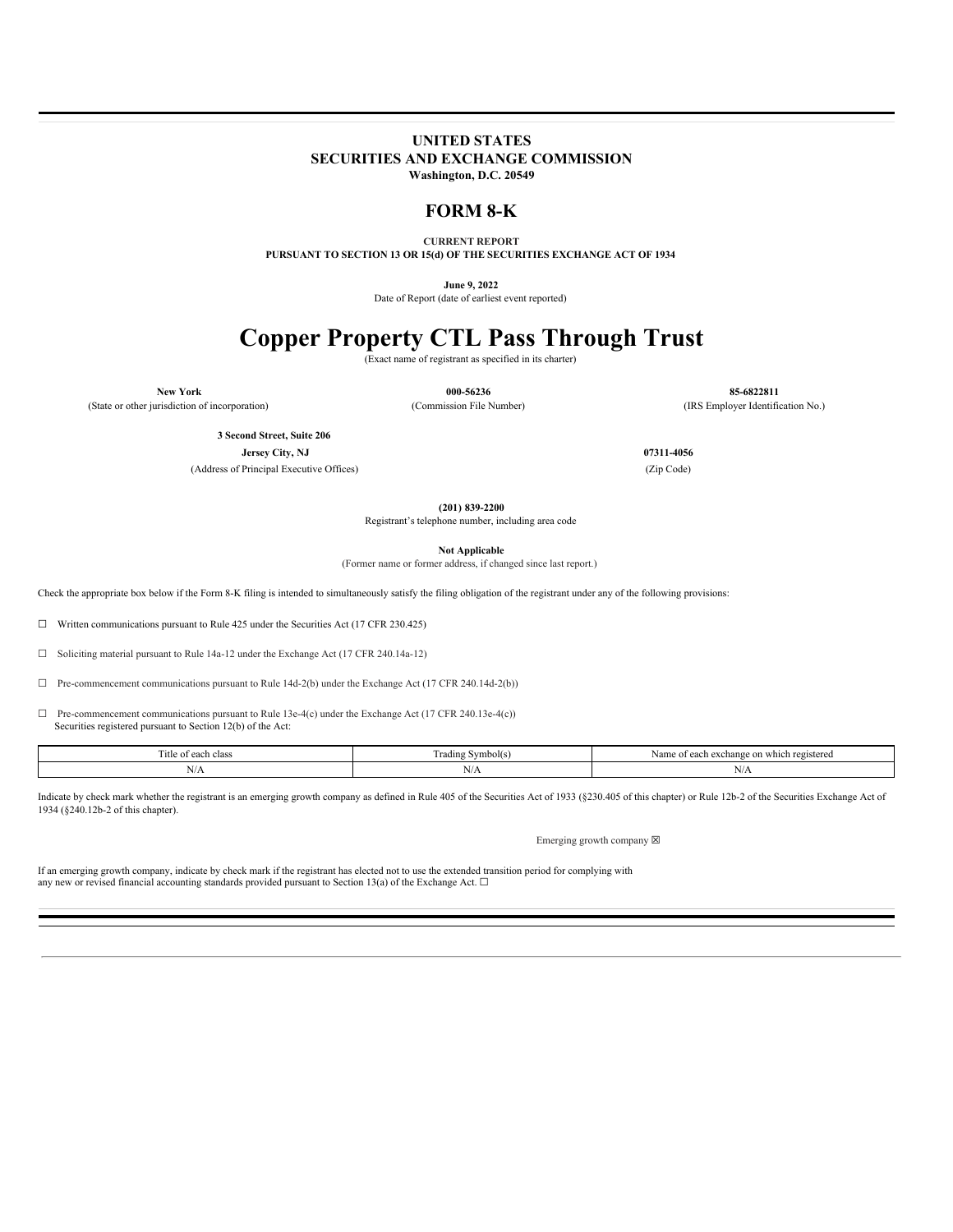**UNITED STATES**
**SECURITIES AND EXCHANGE COMMISSION**
**Washington, D.C. 20549**

# FORM 8-K

**CURRENT REPORT**
**PURSUANT TO SECTION 13 OR 15(d) OF THE SECURITIES EXCHANGE ACT OF 1934**

**June 9, 2022**
Date of Report (date of earliest event reported)

# Copper Property CTL Pass Through Trust

(Exact name of registrant as specified in its charter)

| **New York** | **000-56236** | **85-6822811** |
|---|---|---|
| (State or other jurisdiction of incorporation) | (Commission File Number) | (IRS Employer Identification No.) |

| **3 Second Street, Suite 206** | |
|---|---|
| **Jersey City, NJ** | **07311-4056** |
| (Address of Principal Executive Offices) | (Zip Code) |

**(201) 839-2200**
Registrant's telephone number, including area code

**Not Applicable**
(Former name or former address, if changed since last report.)

Check the appropriate box below if the Form 8-K filing is intended to simultaneously satisfy the filing obligation of the registrant under any of the following provisions:

☐ Written communications pursuant to Rule 425 under the Securities Act (17 CFR 230.425)

☐ Soliciting material pursuant to Rule 14a-12 under the Exchange Act (17 CFR 240.14a-12)

☐ Pre-commencement communications pursuant to Rule 14d-2(b) under the Exchange Act (17 CFR 240.14d-2(b))

☐ Pre-commencement communications pursuant to Rule 13e-4(c) under the Exchange Act (17 CFR 240.13e-4(c))

Securities registered pursuant to Section 12(b) of the Act:

| Title of each class | Trading Symbol(s) | Name of each exchange on which registered |
|---|---|---|
| N/A | N/A | N/A |

Indicate by check mark whether the registrant is an emerging growth company as defined in Rule 405 of the Securities Act of 1933 (§230.405 of this chapter) or Rule 12b-2 of the Securities Exchange Act of 1934 (§240.12b-2 of this chapter).

Emerging growth company ☒

If an emerging growth company, indicate by check mark if the registrant has elected not to use the extended transition period for complying with any new or revised financial accounting standards provided pursuant to Section 13(a) of the Exchange Act. ☐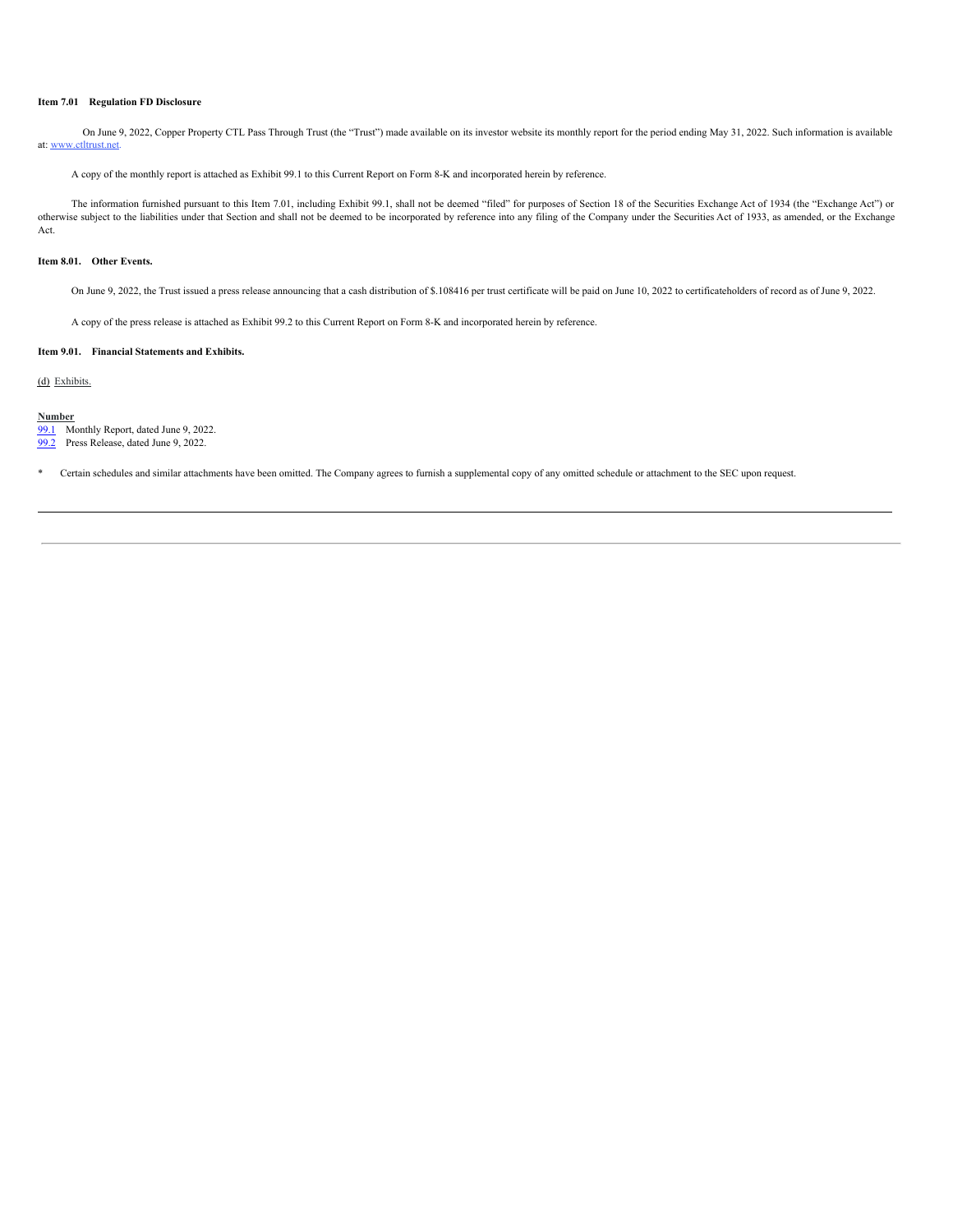**Item 7.01 Regulation FD Disclosure**

On June 9, 2022, Copper Property CTL Pass Through Trust (the "Trust") made available on its investor website its monthly report for the period ending May 31, 2022. Such information is available at: www.ctltrust.net.

A copy of the monthly report is attached as Exhibit 99.1 to this Current Report on Form 8-K and incorporated herein by reference.

The information furnished pursuant to this Item 7.01, including Exhibit 99.1, shall not be deemed "filed" for purposes of Section 18 of the Securities Exchange Act of 1934 (the "Exchange Act") or otherwise subject to the liabilities under that Section and shall not be deemed to be incorporated by reference into any filing of the Company under the Securities Act of 1933, as amended, or the Exchange Act.

**Item 8.01. Other Events.**

On June 9, 2022, the Trust issued a press release announcing that a cash distribution of $.108416 per trust certificate will be paid on June 10, 2022 to certificateholders of record as of June 9, 2022.

A copy of the press release is attached as Exhibit 99.2 to this Current Report on Form 8-K and incorporated herein by reference.

**Item 9.01. Financial Statements and Exhibits.**

(d) Exhibits.

| Number | |
|---|---|
| 99.1 | Monthly Report, dated June 9, 2022. |
| 99.2 | Press Release, dated June 9, 2022. |

\* Certain schedules and similar attachments have been omitted. The Company agrees to furnish a supplemental copy of any omitted schedule or attachment to the SEC upon request.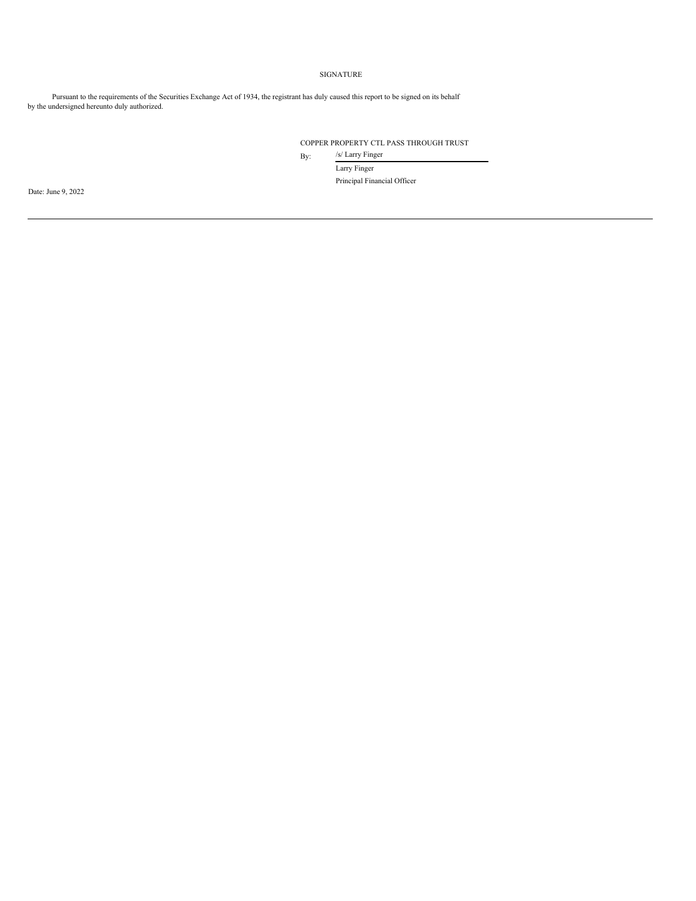# SIGNATURE

Pursuant to the requirements of the Securities Exchange Act of 1934, the registrant has duly caused this report to be signed on its behalf by the undersigned hereunto duly authorized.

COPPER PROPERTY CTL PASS THROUGH TRUST

By: /s/ Larry Finger

Larry Finger

Principal Financial Officer

Date: June 9, 2022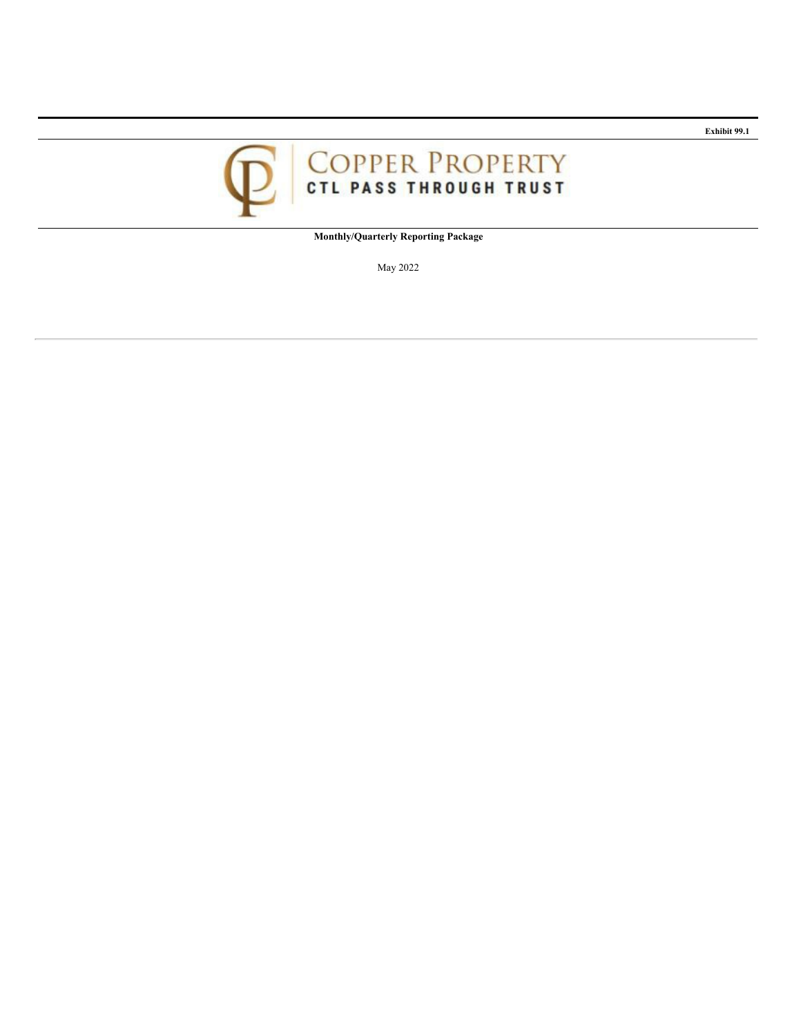Exhibit 99.1

# COPPER PROPERTY
## CTL PASS THROUGH TRUST

**Monthly/Quarterly Reporting Package**

May 2022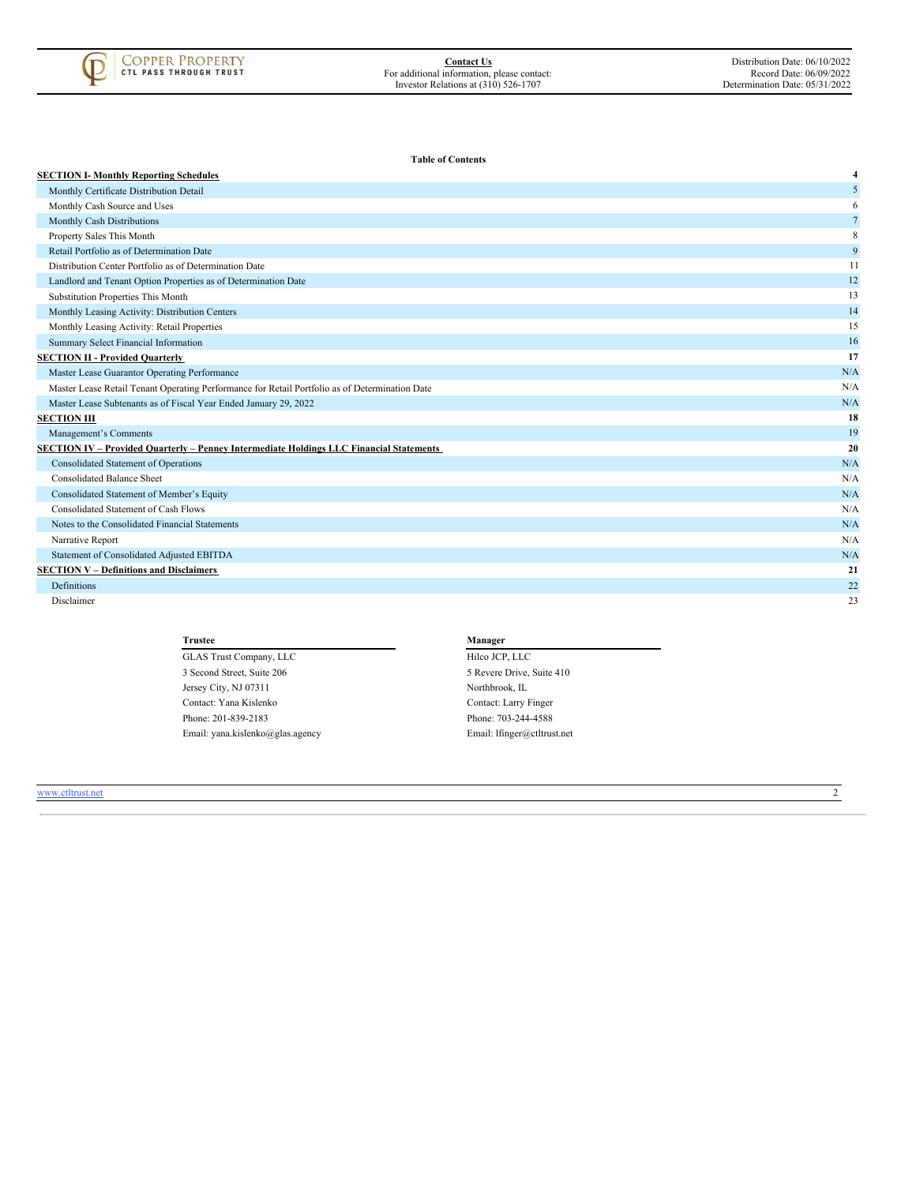Copper Property CTL Pass Through Trust

**Contact Us**
For additional information, please contact:
Investor Relations at (310) 526-1707

Distribution Date: 06/10/2022
Record Date: 06/09/2022
Determination Date: 05/31/2022

**Table of Contents**

| | |
|---|---|
| **SECTION I- Monthly Reporting Schedules** | **4** |
| Monthly Certificate Distribution Detail | 5 |
| Monthly Cash Source and Uses | 6 |
| Monthly Cash Distributions | 7 |
| Property Sales This Month | 8 |
| Retail Portfolio as of Determination Date | 9 |
| Distribution Center Portfolio as of Determination Date | 11 |
| Landlord and Tenant Option Properties as of Determination Date | 12 |
| Substitution Properties This Month | 13 |
| Monthly Leasing Activity: Distribution Centers | 14 |
| Monthly Leasing Activity: Retail Properties | 15 |
| Summary Select Financial Information | 16 |
| **SECTION II - Provided Quarterly** | **17** |
| Master Lease Guarantor Operating Performance | N/A |
| Master Lease Retail Tenant Operating Performance for Retail Portfolio as of Determination Date | N/A |
| Master Lease Subtenants as of Fiscal Year Ended January 29, 2022 | N/A |
| **SECTION III** | **18** |
| Management's Comments | 19 |
| **SECTION IV – Provided Quarterly – Penney Intermediate Holdings LLC Financial Statements** | **20** |
| Consolidated Statement of Operations | N/A |
| Consolidated Balance Sheet | N/A |
| Consolidated Statement of Member's Equity | N/A |
| Consolidated Statement of Cash Flows | N/A |
| Notes to the Consolidated Financial Statements | N/A |
| Narrative Report | N/A |
| Statement of Consolidated Adjusted EBITDA | N/A |
| **SECTION V – Definitions and Disclaimers** | **21** |
| Definitions | 22 |
| Disclaimer | 23 |

**Trustee**

GLAS Trust Company, LLC
3 Second Street, Suite 206
Jersey City, NJ 07311
Contact: Yana Kislenko
Phone: 201-839-2183
Email: yana.kislenko@glas.agency

**Manager**

Hilco JCP, LLC
5 Revere Drive, Suite 410
Northbrook, IL
Contact: Larry Finger
Phone: 703-244-4588
Email: lfinger@ctltrust.net

www.ctltrust.net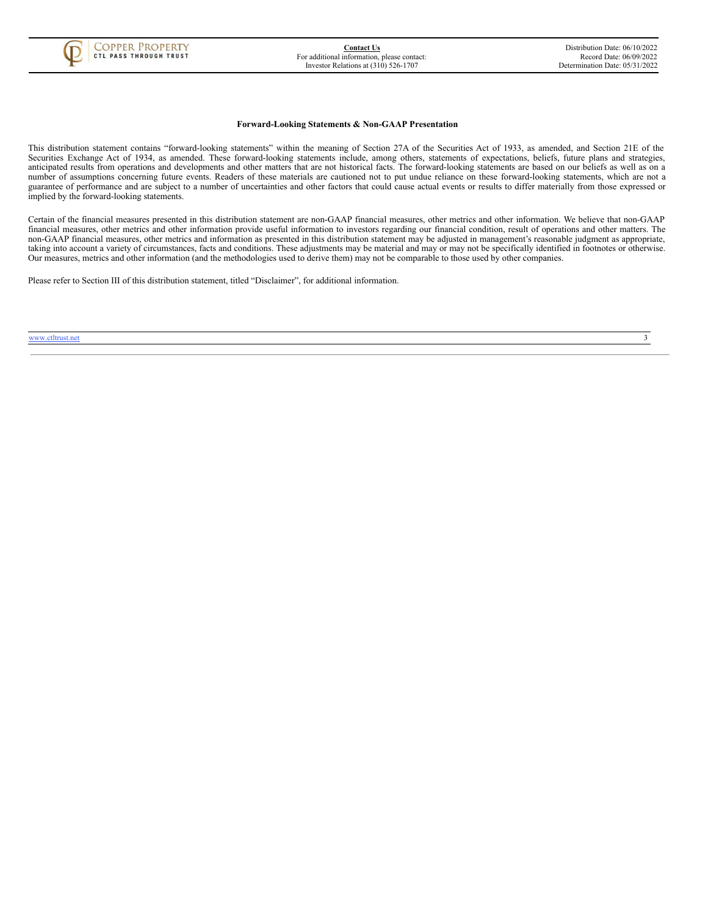### Forward-Looking Statements & Non-GAAP Presentation

This distribution statement contains "forward-looking statements" within the meaning of Section 27A of the Securities Act of 1933, as amended, and Section 21E of the Securities Exchange Act of 1934, as amended. These forward-looking statements include, among others, statements of expectations, beliefs, future plans and strategies, anticipated results from operations and developments and other matters that are not historical facts. The forward-looking statements are based on our beliefs as well as on a number of assumptions concerning future events. Readers of these materials are cautioned not to put undue reliance on these forward-looking statements, which are not a guarantee of performance and are subject to a number of uncertainties and other factors that could cause actual events or results to differ materially from those expressed or implied by the forward-looking statements.

Certain of the financial measures presented in this distribution statement are non-GAAP financial measures, other metrics and other information. We believe that non-GAAP financial measures, other metrics and other information provide useful information to investors regarding our financial condition, result of operations and other matters. The non-GAAP financial measures, other metrics and information as presented in this distribution statement may be adjusted in management's reasonable judgment as appropriate, taking into account a variety of circumstances, facts and conditions. These adjustments may be material and may or may not be specifically identified in footnotes or otherwise. Our measures, metrics and other information (and the methodologies used to derive them) may not be comparable to those used by other companies.

Please refer to Section III of this distribution statement, titled "Disclaimer", for additional information.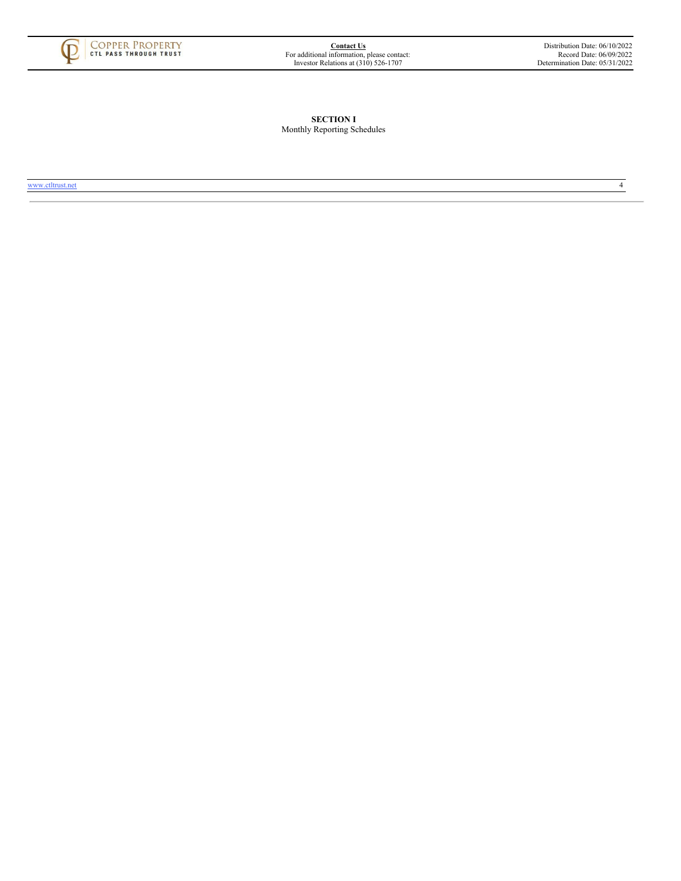**SECTION I**

Monthly Reporting Schedules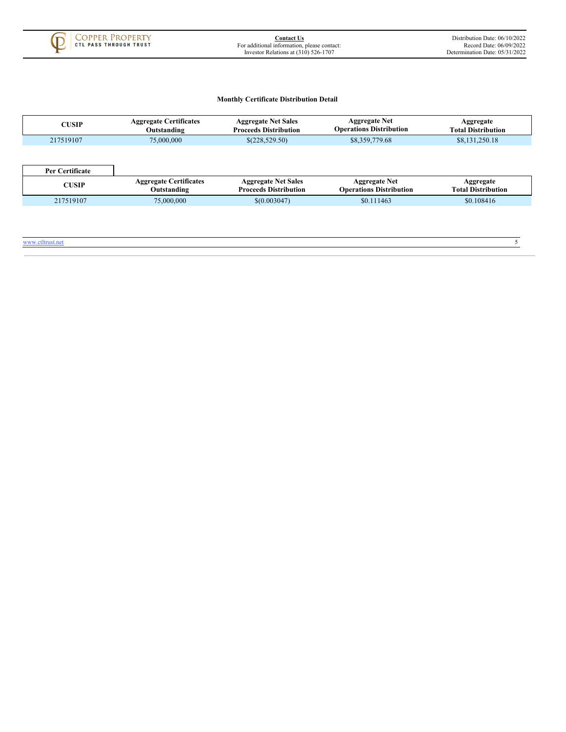### Monthly Certificate Distribution Detail

| CUSIP | Aggregate Certificates Outstanding | Aggregate Net Sales Proceeds Distribution | Aggregate Net Operations Distribution | Aggregate Total Distribution |
|---|---|---|---|---|
| 217519107 | 75,000,000 | $(228,529.50) | $8,359,779.68 | $8,131,250.18 |

**Per Certificate**

| CUSIP | Aggregate Certificates Outstanding | Aggregate Net Sales Proceeds Distribution | Aggregate Net Operations Distribution | Aggregate Total Distribution |
|---|---|---|---|---|
| 217519107 | 75,000,000 | $(0.003047) | $0.111463 | $0.108416 |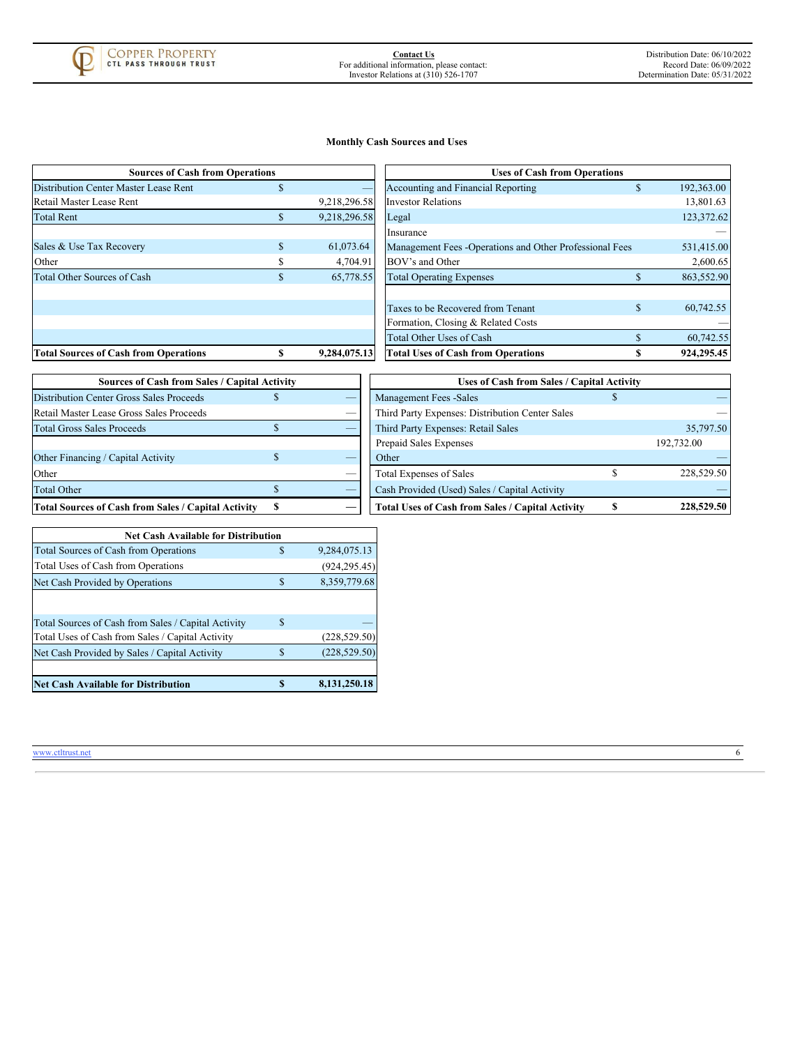## Monthly Cash Sources and Uses

| Sources of Cash from Operations | | |
|---|---|---|
| Distribution Center Master Lease Rent | $ | — |
| Retail Master Lease Rent | | 9,218,296.58 |
| Total Rent | $ | 9,218,296.58 |
| | | |
| Sales & Use Tax Recovery | $ | 61,073.64 |
| Other | $ | 4,704.91 |
| Total Other Sources of Cash | $ | 65,778.55 |
| **Total Sources of Cash from Operations** | **$** | **9,284,075.13** |

| Uses of Cash from Operations | | |
|---|---|---|
| Accounting and Financial Reporting | $ | 192,363.00 |
| Investor Relations | | 13,801.63 |
| Legal | | 123,372.62 |
| Insurance | | — |
| Management Fees -Operations and Other Professional Fees | | 531,415.00 |
| BOV's and Other | | 2,600.65 |
| Total Operating Expenses | $ | 863,552.90 |
| | | |
| Taxes to be Recovered from Tenant | $ | 60,742.55 |
| Formation, Closing & Related Costs | | — |
| Total Other Uses of Cash | $ | 60,742.55 |
| **Total Uses of Cash from Operations** | **$** | **924,295.45** |

| Sources of Cash from Sales / Capital Activity | | |
|---|---|---|
| Distribution Center Gross Sales Proceeds | $ | — |
| Retail Master Lease Gross Sales Proceeds | | — |
| Total Gross Sales Proceeds | $ | — |
| | | |
| Other Financing / Capital Activity | $ | — |
| Other | | — |
| Total Other | $ | — |
| **Total Sources of Cash from Sales / Capital Activity** | **$** | **—** |

| Uses of Cash from Sales / Capital Activity | | |
|---|---|---|
| Management Fees -Sales | $ | — |
| Third Party Expenses: Distribution Center Sales | | — |
| Third Party Expenses: Retail Sales | | 35,797.50 |
| Prepaid Sales Expenses | | 192,732.00 |
| Other | | — |
| Total Expenses of Sales | $ | 228,529.50 |
| Cash Provided (Used) Sales / Capital Activity | | — |
| **Total Uses of Cash from Sales / Capital Activity** | **$** | **228,529.50** |

| Net Cash Available for Distribution | | |
|---|---|---|
| Total Sources of Cash from Operations | $ | 9,284,075.13 |
| Total Uses of Cash from Operations | | (924,295.45) |
| Net Cash Provided by Operations | $ | 8,359,779.68 |
| | | |
| Total Sources of Cash from Sales / Capital Activity | $ | — |
| Total Uses of Cash from Sales / Capital Activity | | (228,529.50) |
| Net Cash Provided by Sales / Capital Activity | $ | (228,529.50) |
| | | |
| **Net Cash Available for Distribution** | **$** | **8,131,250.18** |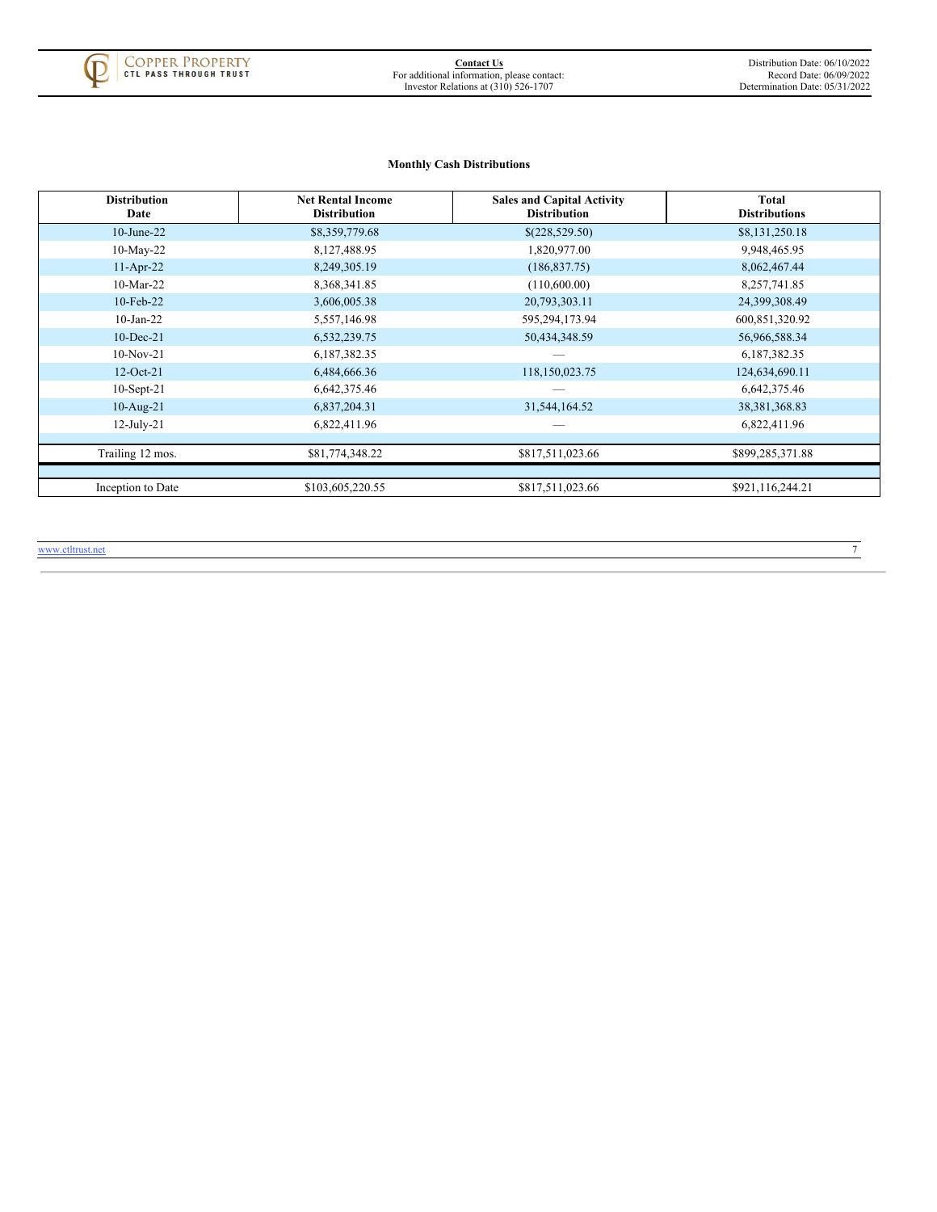## Monthly Cash Distributions

| Distribution Date | Net Rental Income Distribution | Sales and Capital Activity Distribution | Total Distributions |
|---|---|---|---|
| 10-June-22 | $8,359,779.68 | $(228,529.50) | $8,131,250.18 |
| 10-May-22 | 8,127,488.95 | 1,820,977.00 | 9,948,465.95 |
| 11-Apr-22 | 8,249,305.19 | (186,837.75) | 8,062,467.44 |
| 10-Mar-22 | 8,368,341.85 | (110,600.00) | 8,257,741.85 |
| 10-Feb-22 | 3,606,005.38 | 20,793,303.11 | 24,399,308.49 |
| 10-Jan-22 | 5,557,146.98 | 595,294,173.94 | 600,851,320.92 |
| 10-Dec-21 | 6,532,239.75 | 50,434,348.59 | 56,966,588.34 |
| 10-Nov-21 | 6,187,382.35 | — | 6,187,382.35 |
| 12-Oct-21 | 6,484,666.36 | 118,150,023.75 | 124,634,690.11 |
| 10-Sept-21 | 6,642,375.46 | — | 6,642,375.46 |
| 10-Aug-21 | 6,837,204.31 | 31,544,164.52 | 38,381,368.83 |
| 12-July-21 | 6,822,411.96 | — | 6,822,411.96 |
| Trailing 12 mos. | $81,774,348.22 | $817,511,023.66 | $899,285,371.88 |
| Inception to Date | $103,605,220.55 | $817,511,023.66 | $921,116,244.21 |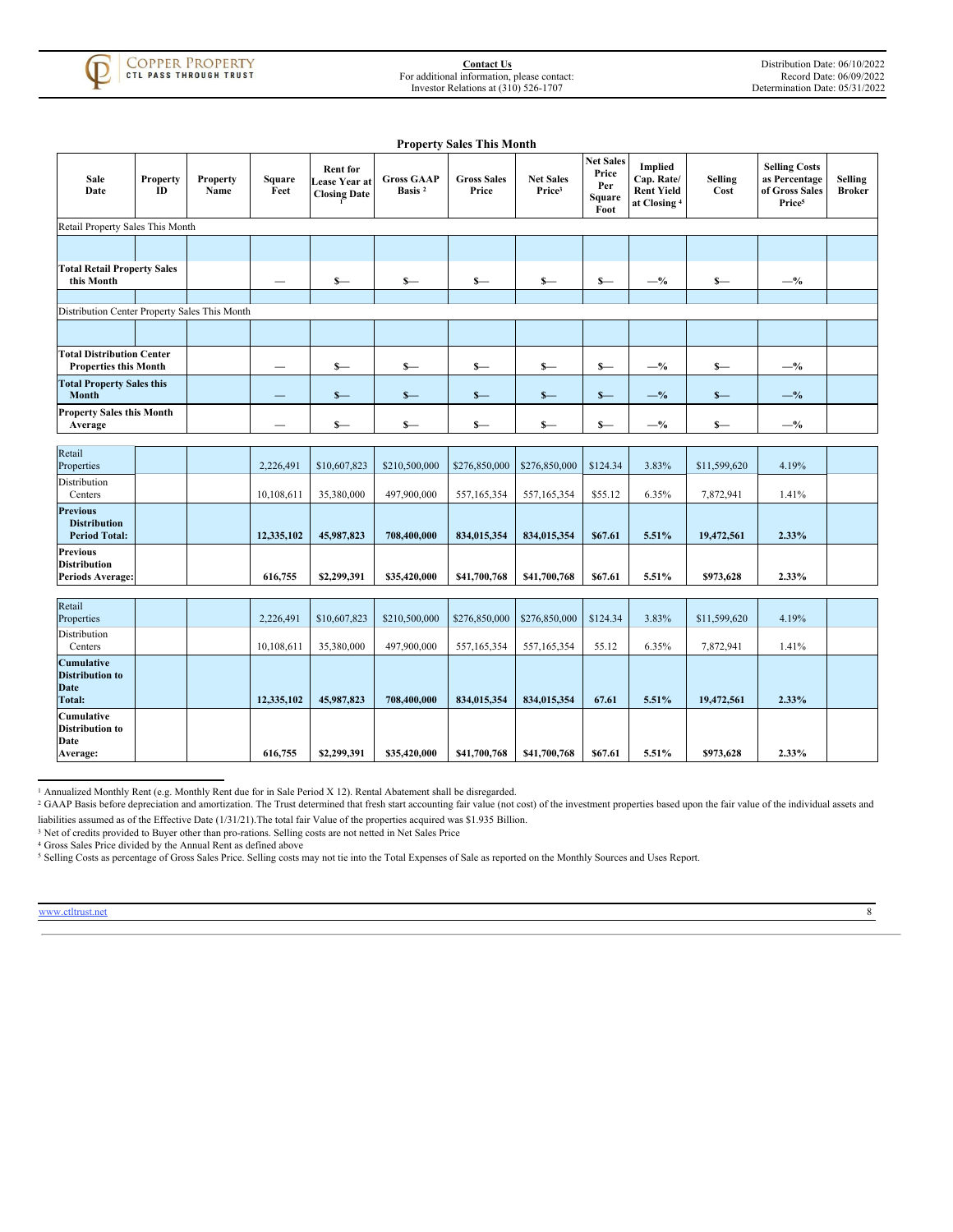Copper Property CTL Pass Through Trust

**Contact Us**
For additional information, please contact:
Investor Relations at (310) 526-1707

Distribution Date: 06/10/2022
Record Date: 06/09/2022
Determination Date: 05/31/2022

## Property Sales This Month

| Sale Date | Property ID | Property Name | Square Feet | Rent for Lease Year at Closing Date [1] | Gross GAAP Basis [2] | Gross Sales Price | Net Sales Price[3] | Net Sales Price Per Square Foot | Implied Cap. Rate/ Rent Yield at Closing [4] | Selling Cost | Selling Costs as Percentage of Gross Sales Price[5] | Selling Broker |
|---|---|---|---|---|---|---|---|---|---|---|---|---|
| Retail Property Sales This Month | | | | | | | | | | | | |
| | | | | | | | | | | | | |
| **Total Retail Property Sales this Month** | | | — | $— | $— | $— | $— | $— | —% | $— | —% | |
| | | | | | | | | | | | | |
| Distribution Center Property Sales This Month | | | | | | | | | | | | |
| | | | | | | | | | | | | |
| **Total Distribution Center Properties this Month** | | | — | $— | $— | $— | $— | $— | —% | $— | —% | |
| **Total Property Sales this Month** | | | — | $— | $— | $— | $— | $— | —% | $— | —% | |
| **Property Sales this Month Average** | | | — | $— | $— | $— | $— | $— | —% | $— | —% | |
| Retail Properties | | | 2,226,491 | $10,607,823 | $210,500,000 | $276,850,000 | $276,850,000 | $124.34 | 3.83% | $11,599,620 | 4.19% | |
| Distribution Centers | | | 10,108,611 | 35,380,000 | 497,900,000 | 557,165,354 | 557,165,354 | $55.12 | 6.35% | 7,872,941 | 1.41% | |
| **Previous Distribution Period Total:** | | | **12,335,102** | **45,987,823** | **708,400,000** | **834,015,354** | **834,015,354** | **$67.61** | **5.51%** | **19,472,561** | **2.33%** | |
| **Previous Distribution Periods Average:** | | | **616,755** | **$2,299,391** | **$35,420,000** | **$41,700,768** | **$41,700,768** | **$67.61** | **5.51%** | **$973,628** | **2.33%** | |
| Retail Properties | | | 2,226,491 | $10,607,823 | $210,500,000 | $276,850,000 | $276,850,000 | $124.34 | 3.83% | $11,599,620 | 4.19% | |
| Distribution Centers | | | 10,108,611 | 35,380,000 | 497,900,000 | 557,165,354 | 557,165,354 | 55.12 | 6.35% | 7,872,941 | 1.41% | |
| **Cumulative Distribution to Date Total:** | | | **12,335,102** | **45,987,823** | **708,400,000** | **834,015,354** | **834,015,354** | **67.61** | **5.51%** | **19,472,561** | **2.33%** | |
| **Cumulative Distribution to Date Average:** | | | **616,755** | **$2,299,391** | **$35,420,000** | **$41,700,768** | **$41,700,768** | **$67.61** | **5.51%** | **$973,628** | **2.33%** | |

[1] Annualized Monthly Rent (e.g. Monthly Rent due for in Sale Period X 12). Rental Abatement shall be disregarded.

[2] GAAP Basis before depreciation and amortization. The Trust determined that fresh start accounting fair value (not cost) of the investment properties based upon the fair value of the individual assets and liabilities assumed as of the Effective Date (1/31/21).The total fair Value of the properties acquired was $1.935 Billion.

[3] Net of credits provided to Buyer other than pro-rations. Selling costs are not netted in Net Sales Price

[4] Gross Sales Price divided by the Annual Rent as defined above

[5] Selling Costs as percentage of Gross Sales Price. Selling costs may not tie into the Total Expenses of Sale as reported on the Monthly Sources and Uses Report.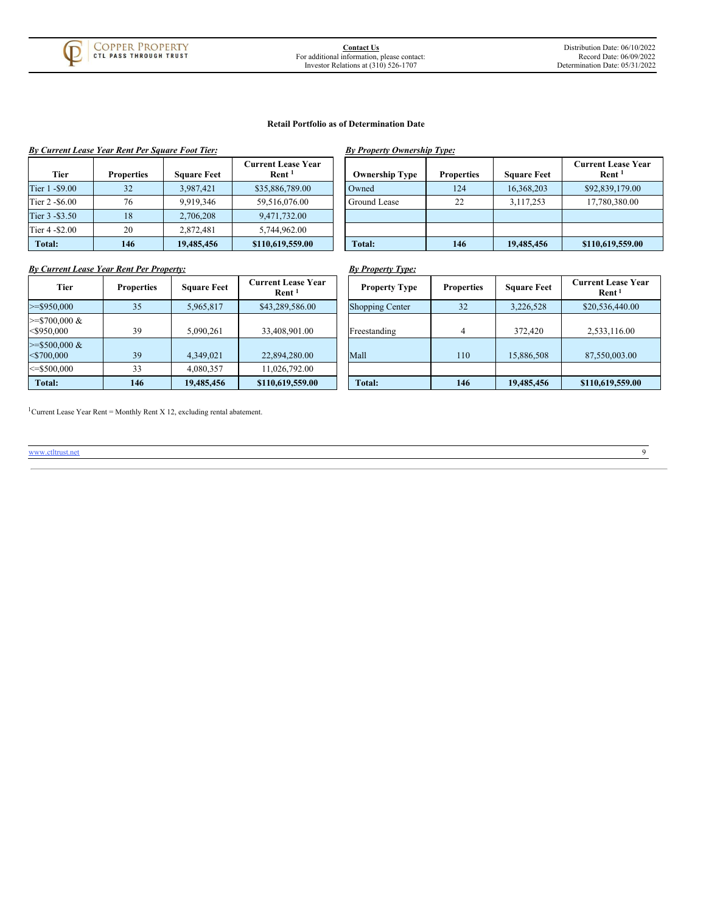### Retail Portfolio as of Determination Date

***By Current Lease Year Rent Per Square Foot Tier:***

| Tier | Properties | Square Feet | Current Lease Year Rent [1] |
|---|---|---|---|
| Tier 1 -$9.00 | 32 | 3,987,421 | $35,886,789.00 |
| Tier 2 -$6.00 | 76 | 9,919,346 | 59,516,076.00 |
| Tier 3 -$3.50 | 18 | 2,706,208 | 9,471,732.00 |
| Tier 4 -$2.00 | 20 | 2,872,481 | 5,744,962.00 |
| **Total:** | **146** | **19,485,456** | **$110,619,559.00** |

***By Property Ownership Type:***

| Ownership Type | Properties | Square Feet | Current Lease Year Rent [1] |
|---|---|---|---|
| Owned | 124 | 16,368,203 | $92,839,179.00 |
| Ground Lease | 22 | 3,117,253 | 17,780,380.00 |
| | | | |
| | | | |
| **Total:** | **146** | **19,485,456** | **$110,619,559.00** |

***By Current Lease Year Rent Per Property:***

| Tier | Properties | Square Feet | Current Lease Year Rent [1] |
|---|---|---|---|
| >=$950,000 | 35 | 5,965,817 | $43,289,586.00 |
| >=$700,000 & <$950,000 | 39 | 5,090,261 | 33,408,901.00 |
| >=$500,000 & <$700,000 | 39 | 4,349,021 | 22,894,280.00 |
| <=$500,000 | 33 | 4,080,357 | 11,026,792.00 |
| **Total:** | **146** | **19,485,456** | **$110,619,559.00** |

***By Property Type:***

| Property Type | Properties | Square Feet | Current Lease Year Rent [1] |
|---|---|---|---|
| Shopping Center | 32 | 3,226,528 | $20,536,440.00 |
| Freestanding | 4 | 372,420 | 2,533,116.00 |
| Mall | 110 | 15,886,508 | 87,550,003.00 |
| | | | |
| **Total:** | **146** | **19,485,456** | **$110,619,559.00** |

[1]Current Lease Year Rent = Monthly Rent X 12, excluding rental abatement.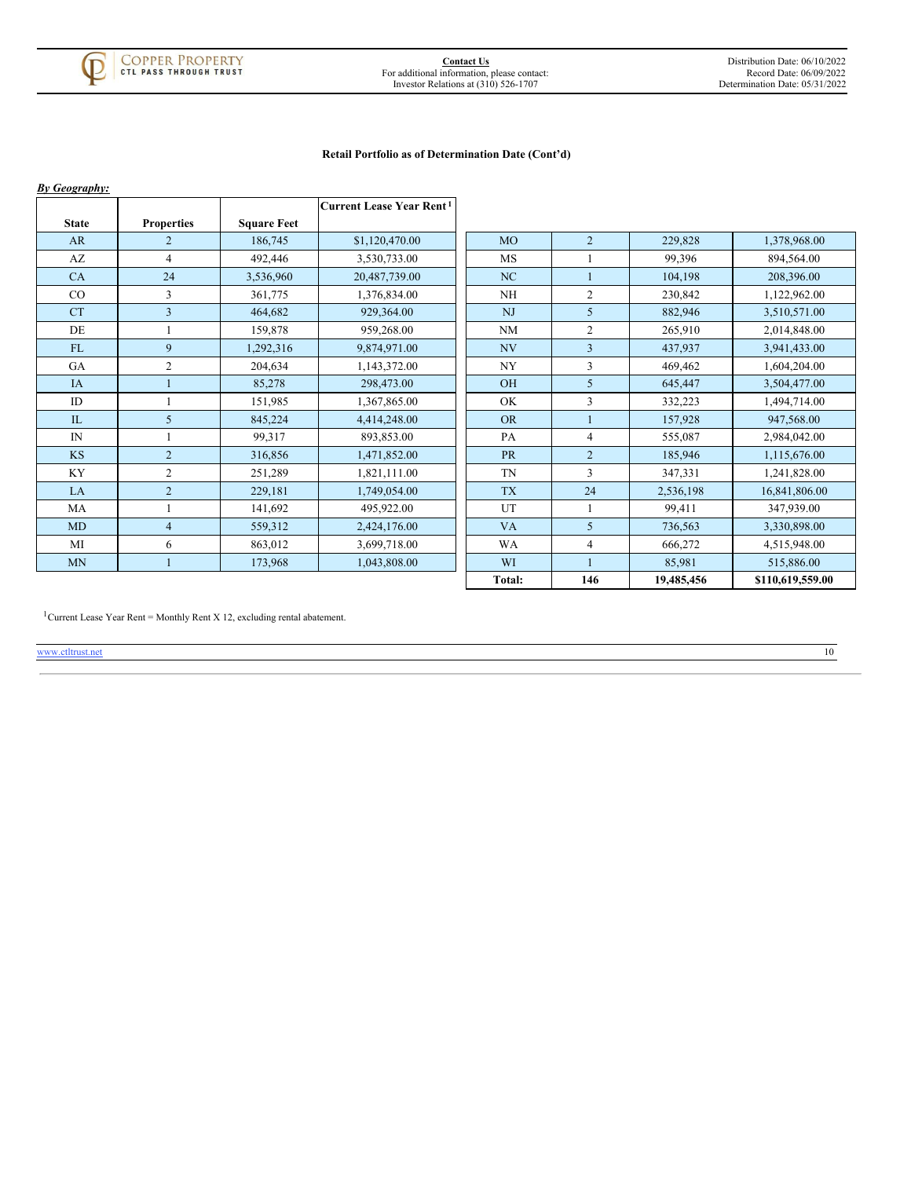### Retail Portfolio as of Determination Date (Cont'd)

***By Geography:***

| State | Properties | Square Feet | Current Lease Year Rent[1] |
|---|---|---|---|
| AR | 2 | 186,745 | $1,120,470.00 |
| AZ | 4 | 492,446 | 3,530,733.00 |
| CA | 24 | 3,536,960 | 20,487,739.00 |
| CO | 3 | 361,775 | 1,376,834.00 |
| CT | 3 | 464,682 | 929,364.00 |
| DE | 1 | 159,878 | 959,268.00 |
| FL | 9 | 1,292,316 | 9,874,971.00 |
| GA | 2 | 204,634 | 1,143,372.00 |
| IA | 1 | 85,278 | 298,473.00 |
| ID | 1 | 151,985 | 1,367,865.00 |
| IL | 5 | 845,224 | 4,414,248.00 |
| IN | 1 | 99,317 | 893,853.00 |
| KS | 2 | 316,856 | 1,471,852.00 |
| KY | 2 | 251,289 | 1,821,111.00 |
| LA | 2 | 229,181 | 1,749,054.00 |
| MA | 1 | 141,692 | 495,922.00 |
| MD | 4 | 559,312 | 2,424,176.00 |
| MI | 6 | 863,012 | 3,699,718.00 |
| MN | 1 | 173,968 | 1,043,808.00 |
| MO | 2 | 229,828 | 1,378,968.00 |
| MS | 1 | 99,396 | 894,564.00 |
| NC | 1 | 104,198 | 208,396.00 |
| NH | 2 | 230,842 | 1,122,962.00 |
| NJ | 5 | 882,946 | 3,510,571.00 |
| NM | 2 | 265,910 | 2,014,848.00 |
| NV | 3 | 437,937 | 3,941,433.00 |
| NY | 3 | 469,462 | 1,604,204.00 |
| OH | 5 | 645,447 | 3,504,477.00 |
| OK | 3 | 332,223 | 1,494,714.00 |
| OR | 1 | 157,928 | 947,568.00 |
| PA | 4 | 555,087 | 2,984,042.00 |
| PR | 2 | 185,946 | 1,115,676.00 |
| TN | 3 | 347,331 | 1,241,828.00 |
| TX | 24 | 2,536,198 | 16,841,806.00 |
| UT | 1 | 99,411 | 347,939.00 |
| VA | 5 | 736,563 | 3,330,898.00 |
| WA | 4 | 666,272 | 4,515,948.00 |
| WI | 1 | 85,981 | 515,886.00 |
| **Total:** | **146** | **19,485,456** | **$110,619,559.00** |

[1] Current Lease Year Rent = Monthly Rent X 12, excluding rental abatement.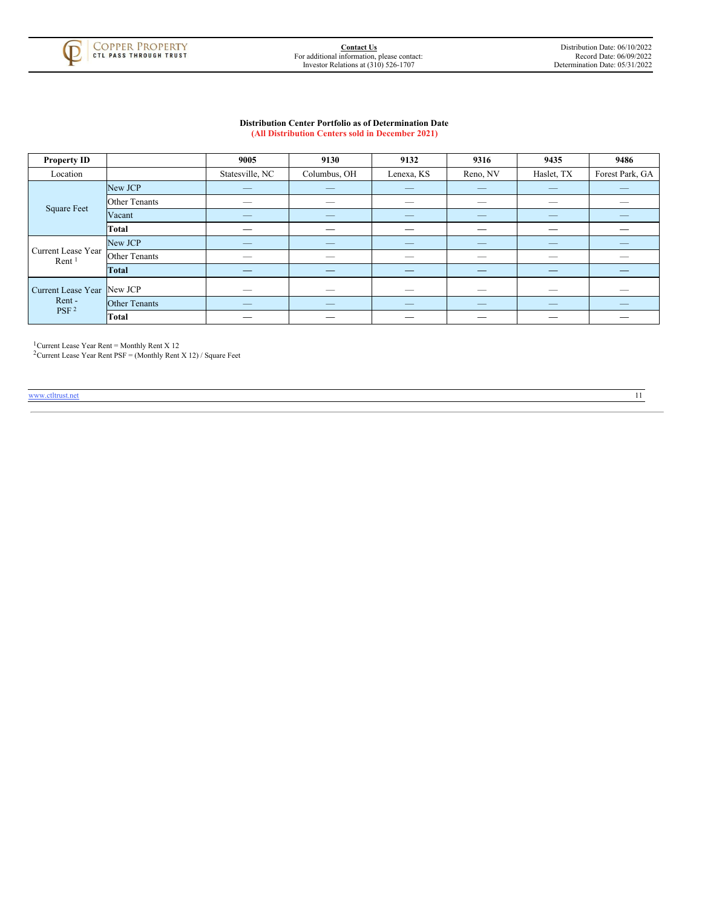**Distribution Center Portfolio as of Determination Date**
**(All Distribution Centers sold in December 2021)**

| Property ID | | 9005 | 9130 | 9132 | 9316 | 9435 | 9486 |
|---|---|---|---|---|---|---|---|
| Location | | Statesville, NC | Columbus, OH | Lenexa, KS | Reno, NV | Haslet, TX | Forest Park, GA |
| Square Feet | New JCP | — | — | — | — | — | — |
| | Other Tenants | — | — | — | — | — | — |
| | Vacant | — | — | — | — | — | — |
| | **Total** | **—** | **—** | **—** | **—** | **—** | **—** |
| Current Lease Year Rent [1] | New JCP | — | — | — | — | — | — |
| | Other Tenants | — | — | — | — | — | — |
| | **Total** | **—** | **—** | **—** | **—** | **—** | **—** |
| Current Lease Year Rent - PSF [2] | New JCP | — | — | — | — | — | — |
| | Other Tenants | — | — | — | — | — | — |
| | **Total** | **—** | **—** | **—** | **—** | **—** | **—** |

[1]Current Lease Year Rent = Monthly Rent X 12
[2]Current Lease Year Rent PSF = (Monthly Rent X 12) / Square Feet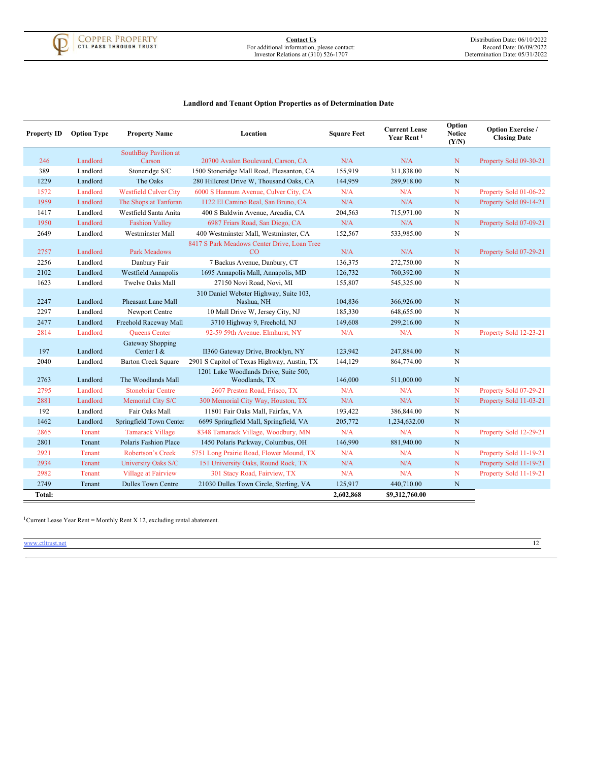## Landlord and Tenant Option Properties as of Determination Date

| Property ID | Option Type | Property Name | Location | Square Feet | Current Lease Year Rent [1] | Option Notice (Y/N) | Option Exercise / Closing Date |
|---|---|---|---|---|---|---|---|
| 246 | Landlord | SouthBay Pavilion at Carson | 20700 Avalon Boulevard, Carson, CA | N/A | N/A | N | Property Sold 09-30-21 |
| 389 | Landlord | Stoneridge S/C | 1500 Stoneridge Mall Road, Pleasanton, CA | 155,919 | 311,838.00 | N | |
| 1229 | Landlord | The Oaks | 280 Hillcrest Drive W, Thousand Oaks, CA | 144,959 | 289,918.00 | N | |
| 1572 | Landlord | Westfield Culver City | 6000 S Hannum Avenue, Culver City, CA | N/A | N/A | N | Property Sold 01-06-22 |
| 1959 | Landlord | The Shops at Tanforan | 1122 El Camino Real, San Bruno, CA | N/A | N/A | N | Property Sold 09-14-21 |
| 1417 | Landlord | Westfield Santa Anita | 400 S Baldwin Avenue, Arcadia, CA | 204,563 | 715,971.00 | N | |
| 1950 | Landlord | Fashion Valley | 6987 Friars Road, San Diego, CA | N/A | N/A | N | Property Sold 07-09-21 |
| 2649 | Landlord | Westminster Mall | 400 Westminster Mall, Westminster, CA | 152,567 | 533,985.00 | N | |
| 2757 | Landlord | Park Meadows | 8417 S Park Meadows Center Drive, Loan Tree CO | N/A | N/A | N | Property Sold 07-29-21 |
| 2256 | Landlord | Danbury Fair | 7 Backus Avenue, Danbury, CT | 136,375 | 272,750.00 | N | |
| 2102 | Landlord | Westfield Annapolis | 1695 Annapolis Mall, Annapolis, MD | 126,732 | 760,392.00 | N | |
| 1623 | Landlord | Twelve Oaks Mall | 27150 Novi Road, Novi, MI | 155,807 | 545,325.00 | N | |
| 2247 | Landlord | Pheasant Lane Mall | 310 Daniel Webster Highway, Suite 103, Nashua, NH | 104,836 | 366,926.00 | N | |
| 2297 | Landlord | Newport Centre | 10 Mall Drive W, Jersey City, NJ | 185,330 | 648,655.00 | N | |
| 2477 | Landlord | Freehold Raceway Mall | 3710 Highway 9, Freehold, NJ | 149,608 | 299,216.00 | N | |
| 2814 | Landlord | Queens Center | 92-59 59th Avenue. Elmhurst, NY | N/A | N/A | N | Property Sold 12-23-21 |
| 197 | Landlord | Gateway Shopping Center I & | II360 Gateway Drive, Brooklyn, NY | 123,942 | 247,884.00 | N | |
| 2040 | Landlord | Barton Creek Square | 2901 S Capitol of Texas Highway, Austin, TX | 144,129 | 864,774.00 | N | |
| 2763 | Landlord | The Woodlands Mall | 1201 Lake Woodlands Drive, Suite 500, Woodlands, TX | 146,000 | 511,000.00 | N | |
| 2795 | Landlord | Stonebriar Centre | 2607 Preston Road, Frisco, TX | N/A | N/A | N | Property Sold 07-29-21 |
| 2881 | Landlord | Memorial City S/C | 300 Memorial City Way, Houston, TX | N/A | N/A | N | Property Sold 11-03-21 |
| 192 | Landlord | Fair Oaks Mall | 11801 Fair Oaks Mall, Fairfax, VA | 193,422 | 386,844.00 | N | |
| 1462 | Landlord | Springfield Town Center | 6699 Springfield Mall, Springfield, VA | 205,772 | 1,234,632.00 | N | |
| 2865 | Tenant | Tamarack Village | 8348 Tamarack Village, Woodbury, MN | N/A | N/A | N | Property Sold 12-29-21 |
| 2801 | Tenant | Polaris Fashion Place | 1450 Polaris Parkway, Columbus, OH | 146,990 | 881,940.00 | N | |
| 2921 | Tenant | Robertson's Creek | 5751 Long Prairie Road, Flower Mound, TX | N/A | N/A | N | Property Sold 11-19-21 |
| 2934 | Tenant | University Oaks S/C | 151 University Oaks, Round Rock, TX | N/A | N/A | N | Property Sold 11-19-21 |
| 2982 | Tenant | Village at Fairview | 301 Stacy Road, Fairview, TX | N/A | N/A | N | Property Sold 11-19-21 |
| 2749 | Tenant | Dulles Town Centre | 21030 Dulles Town Circle, Sterling, VA | 125,917 | 440,710.00 | N | |
| **Total:** | | | | **2,602,868** | **$9,312,760.00** | | |

[1]Current Lease Year Rent = Monthly Rent X 12, excluding rental abatement.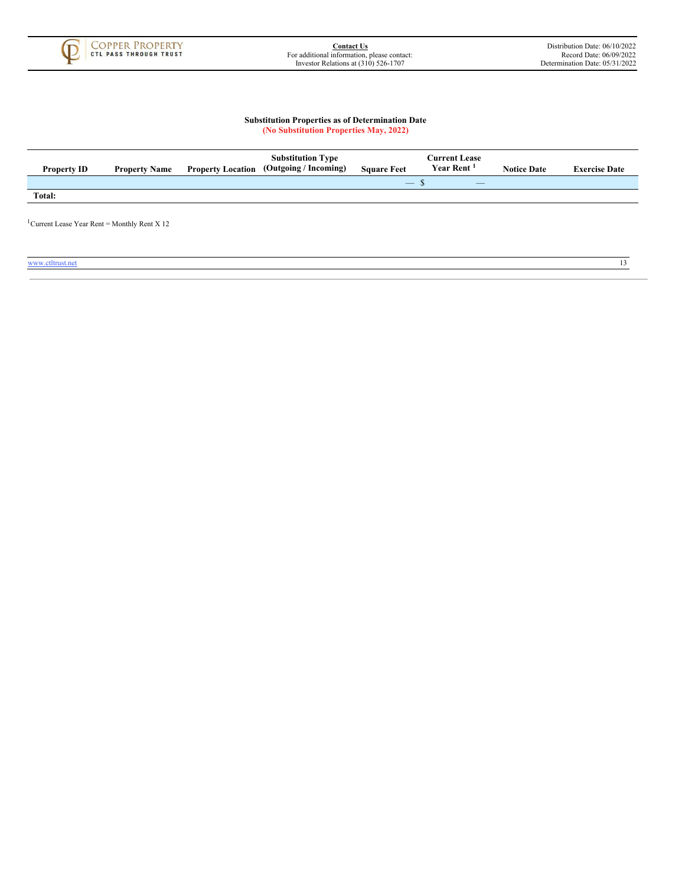**Substitution Properties as of Determination Date**
**(No Substitution Properties May, 2022)**

| Property ID | Property Name | Property Location | Substitution Type (Outgoing / Incoming) | Square Feet | Current Lease Year Rent [1] | Notice Date | Exercise Date |
|---|---|---|---|---|---|---|---|
| | | | | — | $ — | | |
| **Total:** | | | | | | | |

[1]Current Lease Year Rent = Monthly Rent X 12

www.ctltrust.net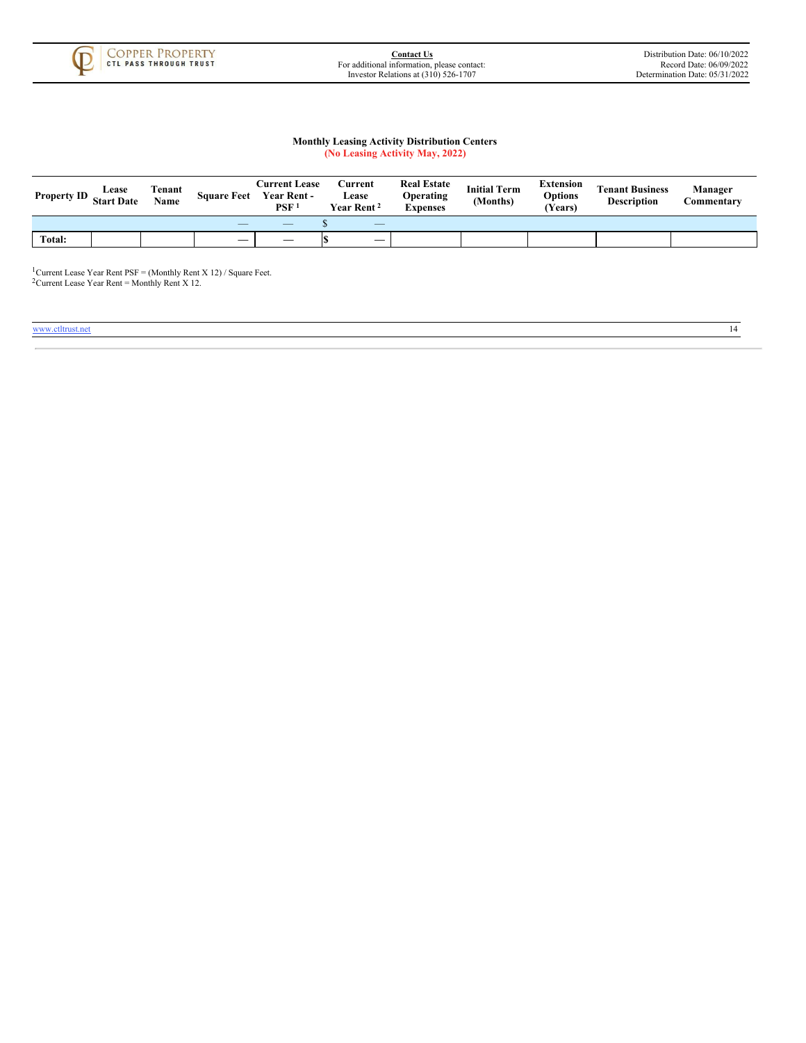**Monthly Leasing Activity Distribution Centers**
**(No Leasing Activity May, 2022)**

| Property ID | Lease Start Date | Tenant Name | Square Feet | Current Lease Year Rent - PSF [1] | Current Lease Year Rent [2] | Real Estate Operating Expenses | Initial Term (Months) | Extension Options (Years) | Tenant Business Description | Manager Commentary |
|---|---|---|---|---|---|---|---|---|---|---|
| | | | — | — | $ — | | | | | |
| **Total:** | | | — | — | $ — | | | | | |

[1]Current Lease Year Rent PSF = (Monthly Rent X 12) / Square Feet.
[2]Current Lease Year Rent = Monthly Rent X 12.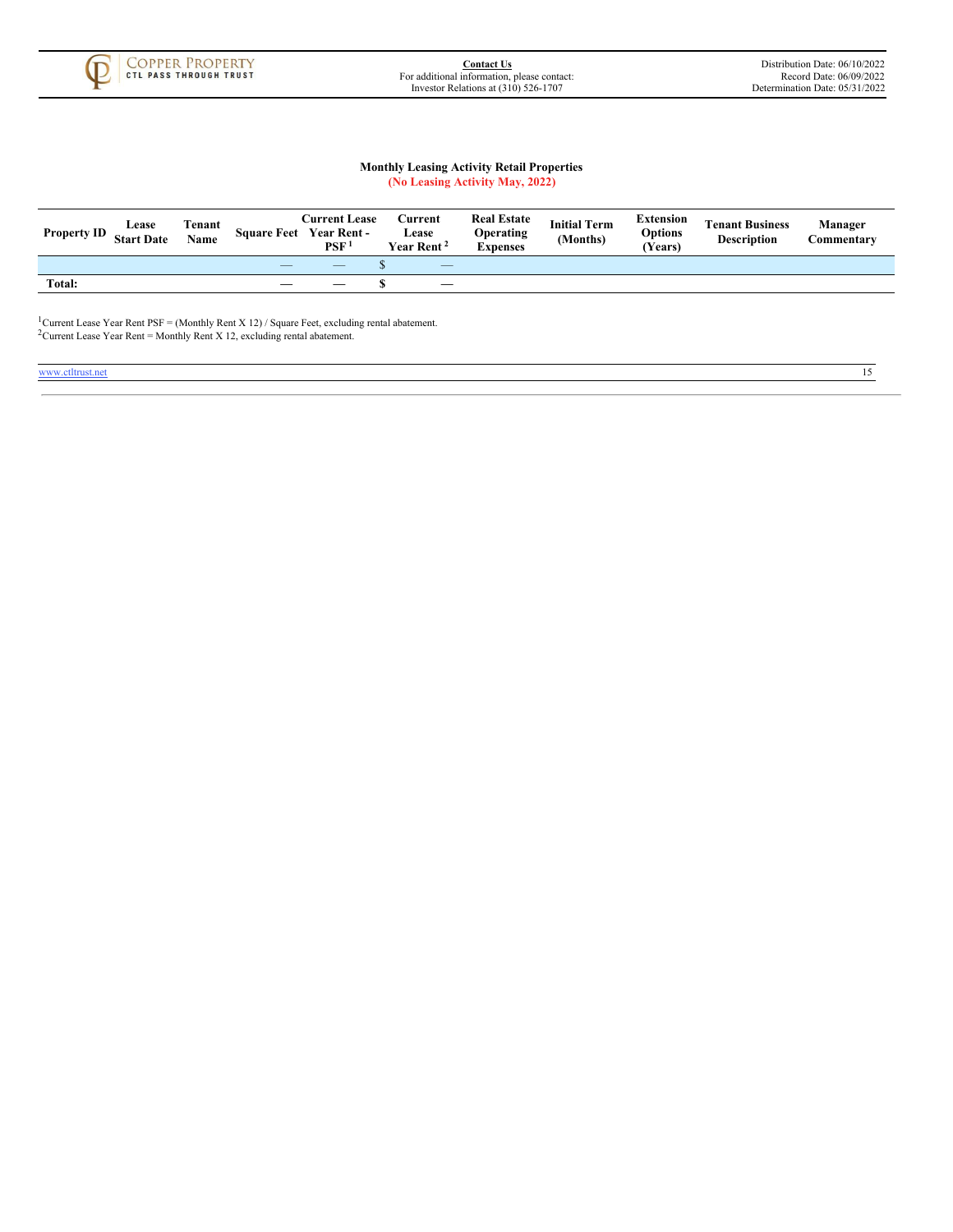**Monthly Leasing Activity Retail Properties**
**(No Leasing Activity May, 2022)**

| Property ID | Lease Start Date | Tenant Name | Square Feet | Current Lease Year Rent - PSF [1] | Current Lease Year Rent [2] | Real Estate Operating Expenses | Initial Term (Months) | Extension Options (Years) | Tenant Business Description | Manager Commentary |
|---|---|---|---|---|---|---|---|---|---|---|
| | | | — | — | $ — | | | | | |
| **Total:** | | | **—** | **—** | **$ —** | | | | | |

[1]Current Lease Year Rent PSF = (Monthly Rent X 12) / Square Feet, excluding rental abatement.
[2]Current Lease Year Rent = Monthly Rent X 12, excluding rental abatement.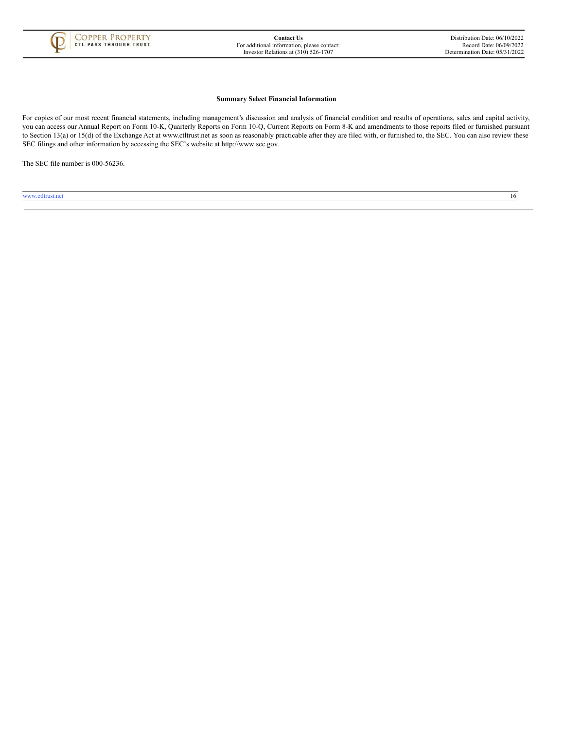## Summary Select Financial Information

For copies of our most recent financial statements, including management's discussion and analysis of financial condition and results of operations, sales and capital activity, you can access our Annual Report on Form 10-K, Quarterly Reports on Form 10-Q, Current Reports on Form 8-K and amendments to those reports filed or furnished pursuant to Section 13(a) or 15(d) of the Exchange Act at www.ctltrust.net as soon as reasonably practicable after they are filed with, or furnished to, the SEC. You can also review these SEC filings and other information by accessing the SEC's website at http://www.sec.gov.

The SEC file number is 000-56236.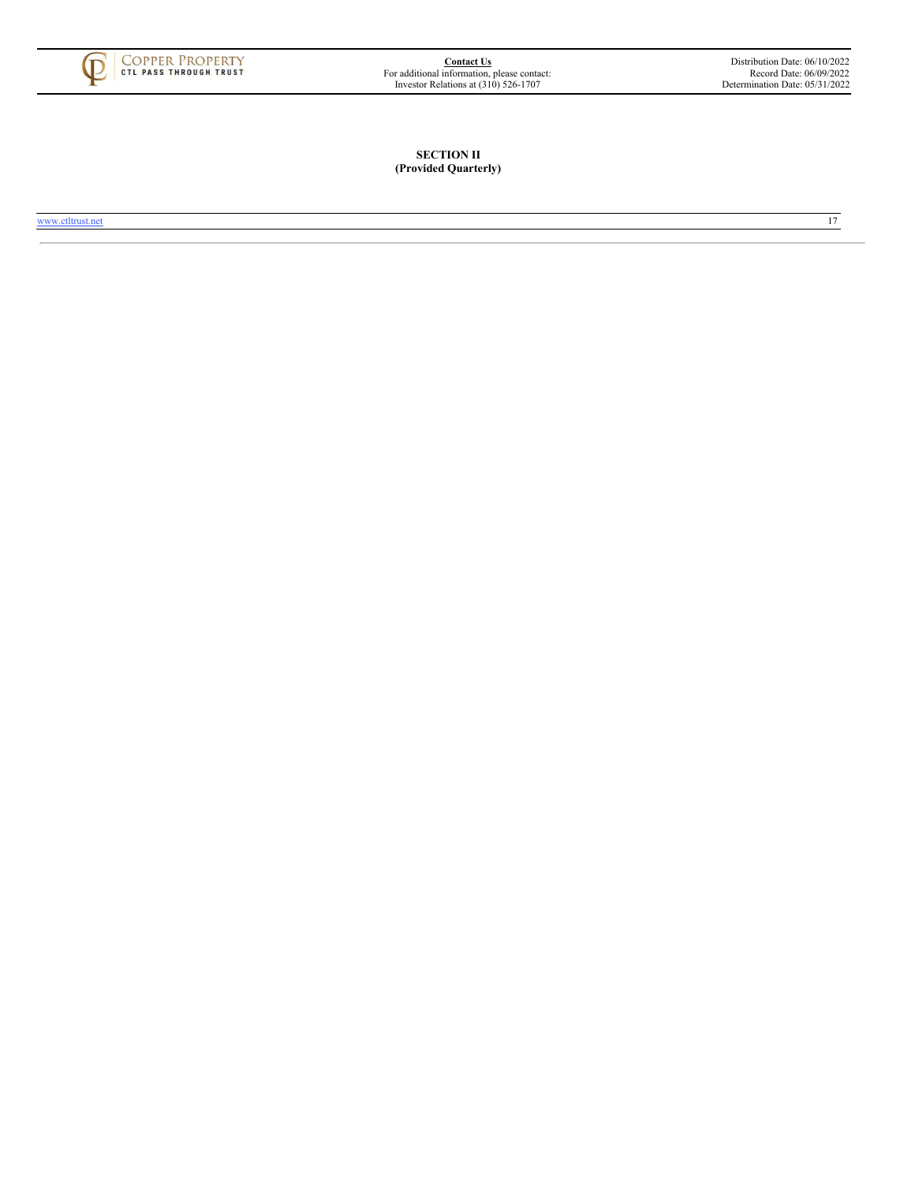**SECTION II**
**(Provided Quarterly)**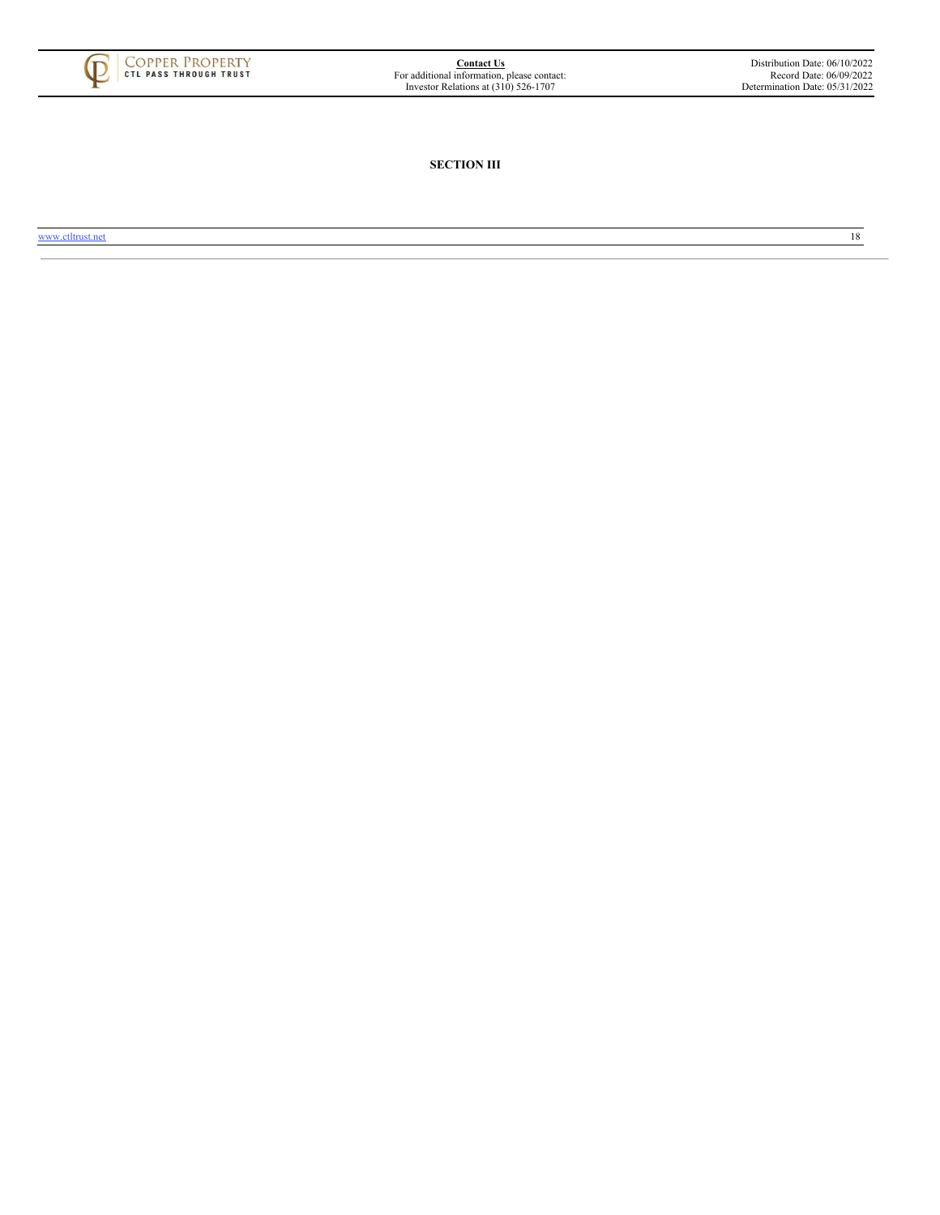# SECTION III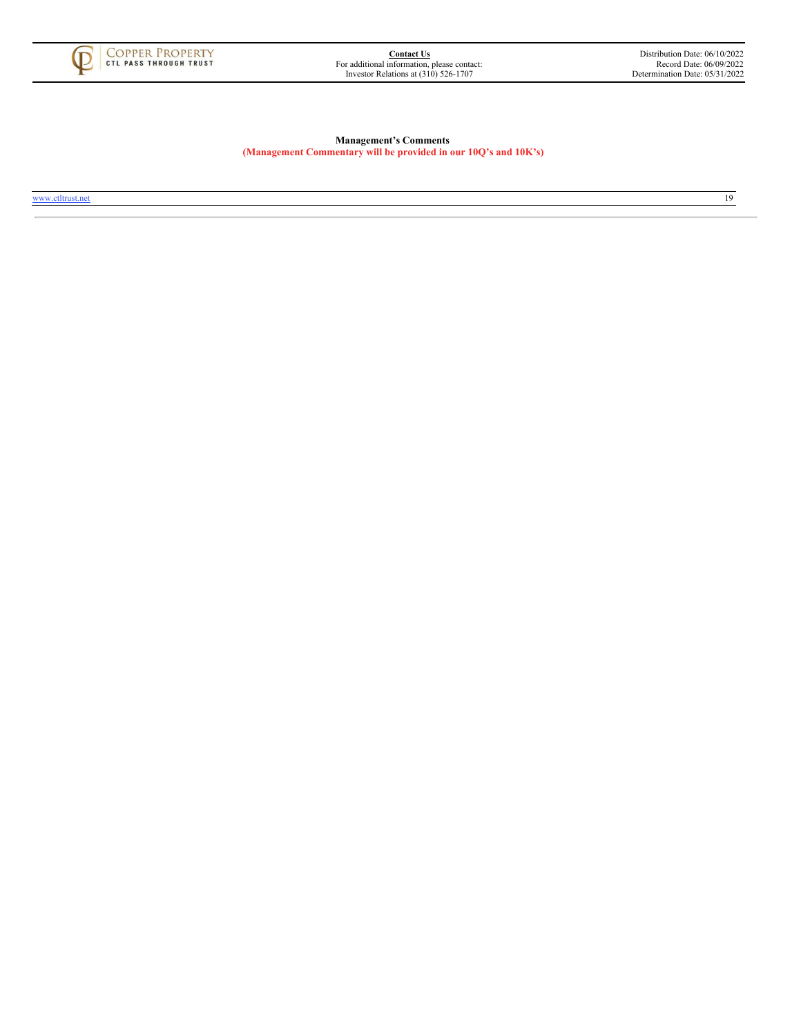**Management's Comments**

**(Management Commentary will be provided in our 10Q's and 10K's)**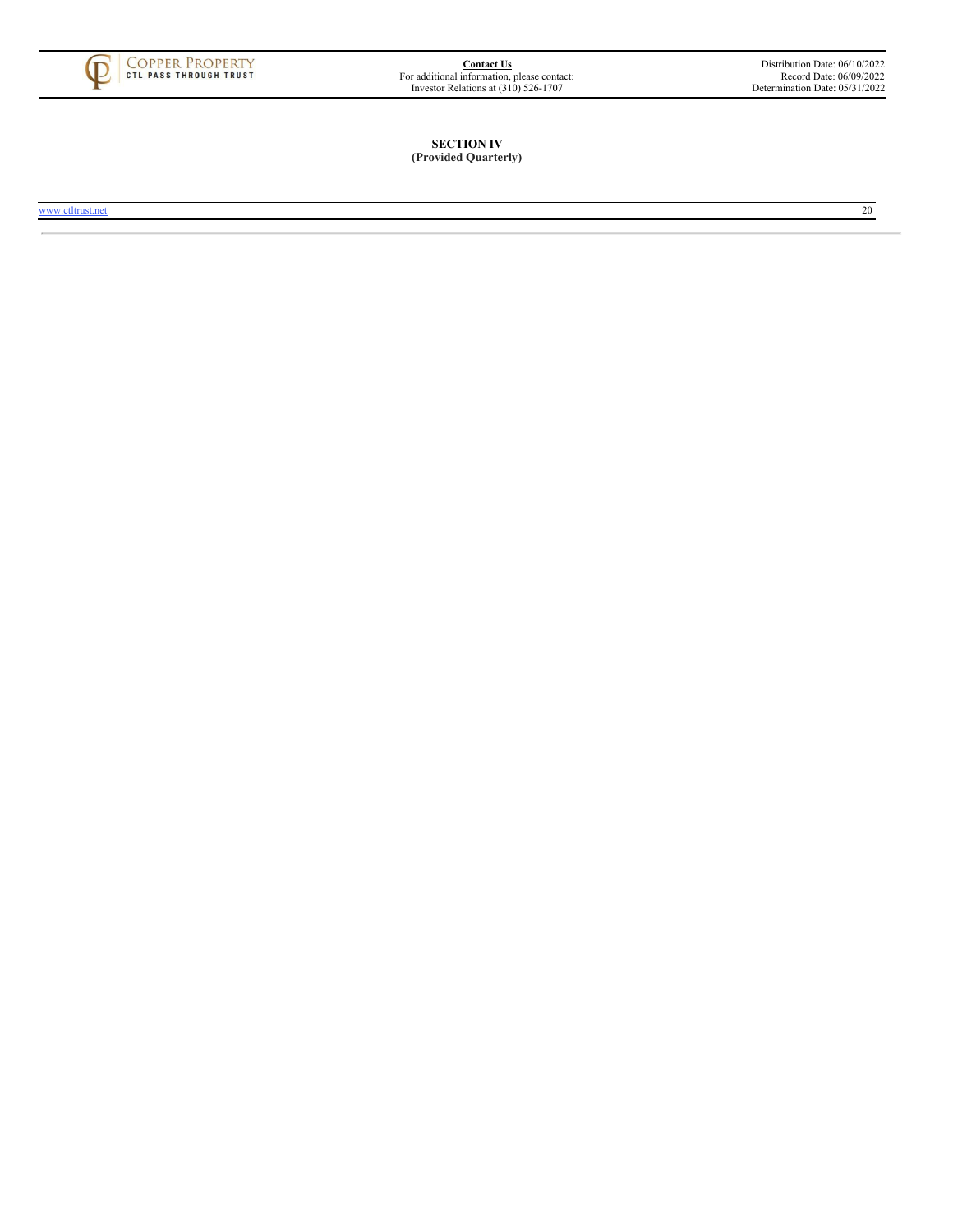**SECTION IV**
**(Provided Quarterly)**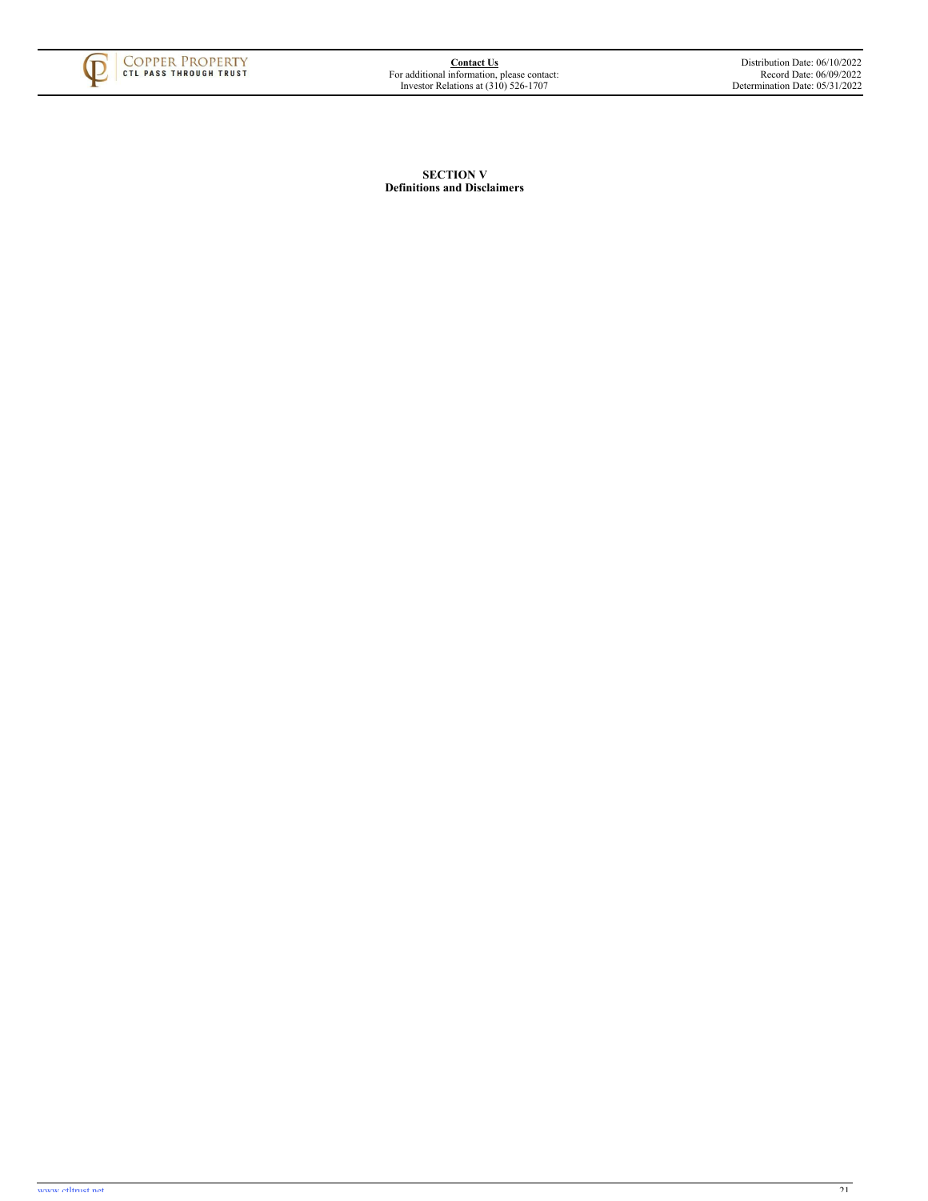**SECTION V**
**Definitions and Disclaimers**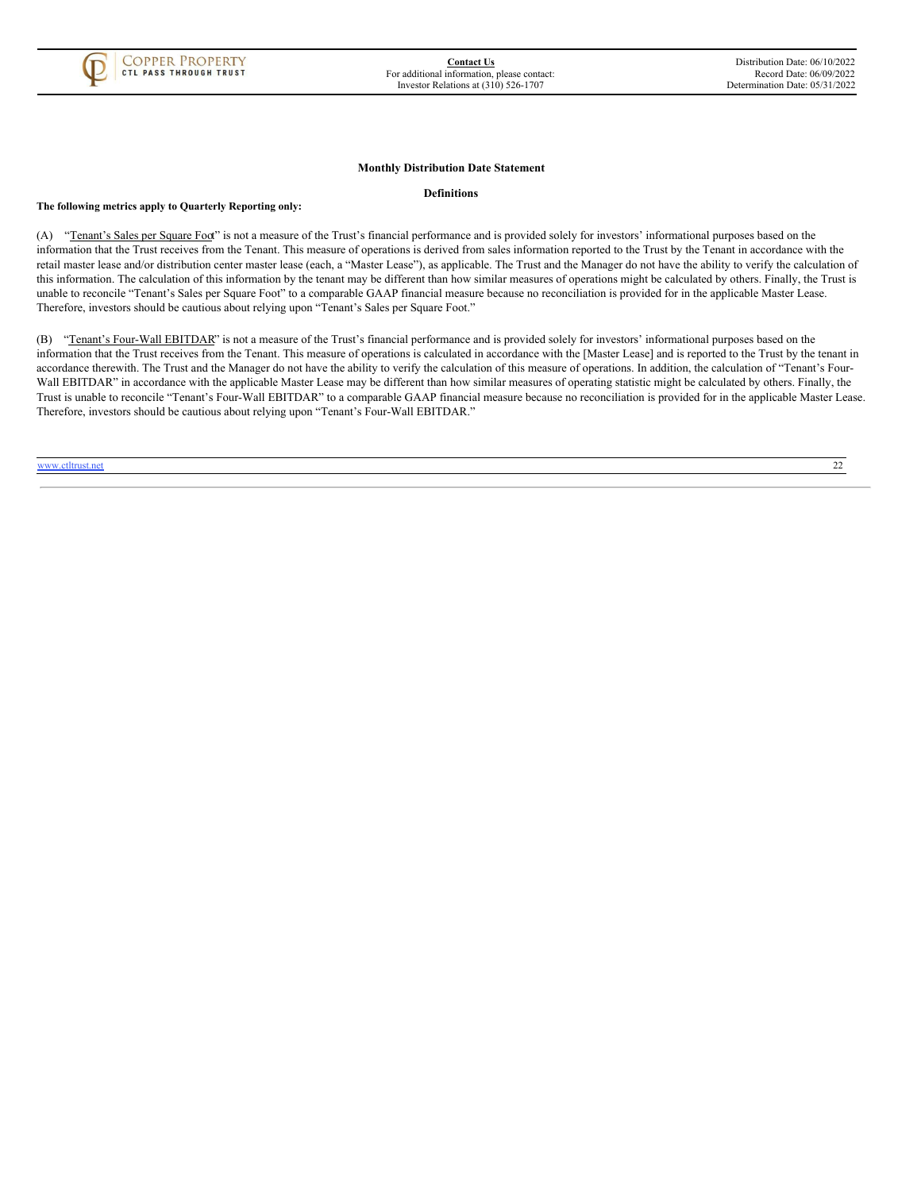**Monthly Distribution Date Statement**

**Definitions**

**The following metrics apply to Quarterly Reporting only:**

(A) "Tenant's Sales per Square Foot" is not a measure of the Trust's financial performance and is provided solely for investors' informational purposes based on the information that the Trust receives from the Tenant. This measure of operations is derived from sales information reported to the Trust by the Tenant in accordance with the retail master lease and/or distribution center master lease (each, a "Master Lease"), as applicable. The Trust and the Manager do not have the ability to verify the calculation of this information. The calculation of this information by the tenant may be different than how similar measures of operations might be calculated by others. Finally, the Trust is unable to reconcile "Tenant's Sales per Square Foot" to a comparable GAAP financial measure because no reconciliation is provided for in the applicable Master Lease. Therefore, investors should be cautious about relying upon "Tenant's Sales per Square Foot."

(B) "Tenant's Four-Wall EBITDAR" is not a measure of the Trust's financial performance and is provided solely for investors' informational purposes based on the information that the Trust receives from the Tenant. This measure of operations is calculated in accordance with the [Master Lease] and is reported to the Trust by the tenant in accordance therewith. The Trust and the Manager do not have the ability to verify the calculation of this measure of operations. In addition, the calculation of "Tenant's Four-Wall EBITDAR" in accordance with the applicable Master Lease may be different than how similar measures of operating statistic might be calculated by others. Finally, the Trust is unable to reconcile "Tenant's Four-Wall EBITDAR" to a comparable GAAP financial measure because no reconciliation is provided for in the applicable Master Lease. Therefore, investors should be cautious about relying upon "Tenant's Four-Wall EBITDAR."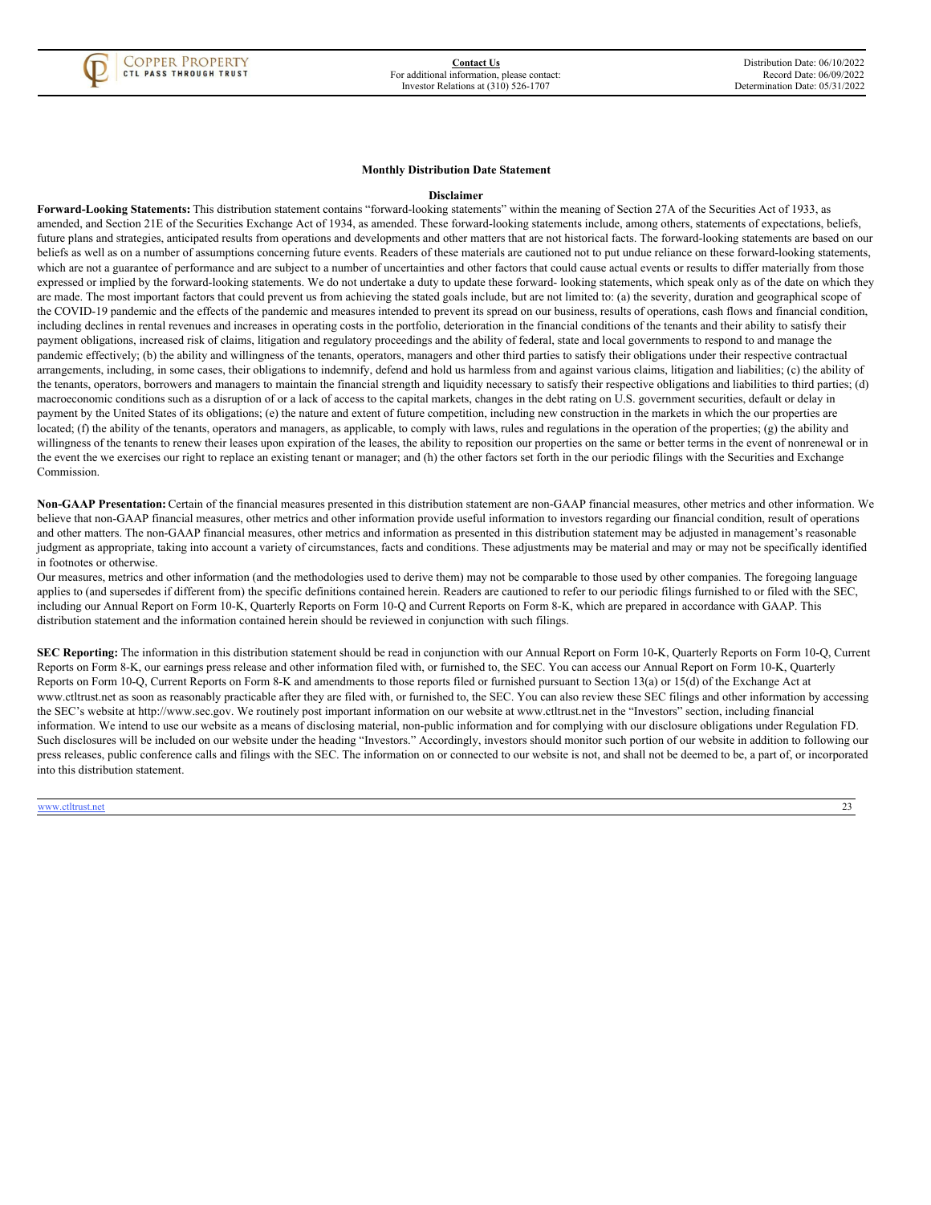**Monthly Distribution Date Statement**

**Disclaimer**

**Forward-Looking Statements:** This distribution statement contains "forward-looking statements" within the meaning of Section 27A of the Securities Act of 1933, as amended, and Section 21E of the Securities Exchange Act of 1934, as amended. These forward-looking statements include, among others, statements of expectations, beliefs, future plans and strategies, anticipated results from operations and developments and other matters that are not historical facts. The forward-looking statements are based on our beliefs as well as on a number of assumptions concerning future events. Readers of these materials are cautioned not to put undue reliance on these forward-looking statements, which are not a guarantee of performance and are subject to a number of uncertainties and other factors that could cause actual events or results to differ materially from those expressed or implied by the forward-looking statements. We do not undertake a duty to update these forward- looking statements, which speak only as of the date on which they are made. The most important factors that could prevent us from achieving the stated goals include, but are not limited to: (a) the severity, duration and geographical scope of the COVID-19 pandemic and the effects of the pandemic and measures intended to prevent its spread on our business, results of operations, cash flows and financial condition, including declines in rental revenues and increases in operating costs in the portfolio, deterioration in the financial conditions of the tenants and their ability to satisfy their payment obligations, increased risk of claims, litigation and regulatory proceedings and the ability of federal, state and local governments to respond to and manage the pandemic effectively; (b) the ability and willingness of the tenants, operators, managers and other third parties to satisfy their obligations under their respective contractual arrangements, including, in some cases, their obligations to indemnify, defend and hold us harmless from and against various claims, litigation and liabilities; (c) the ability of the tenants, operators, borrowers and managers to maintain the financial strength and liquidity necessary to satisfy their respective obligations and liabilities to third parties; (d) macroeconomic conditions such as a disruption of or a lack of access to the capital markets, changes in the debt rating on U.S. government securities, default or delay in payment by the United States of its obligations; (e) the nature and extent of future competition, including new construction in the markets in which the our properties are located; (f) the ability of the tenants, operators and managers, as applicable, to comply with laws, rules and regulations in the operation of the properties; (g) the ability and willingness of the tenants to renew their leases upon expiration of the leases, the ability to reposition our properties on the same or better terms in the event of nonrenewal or in the event the we exercises our right to replace an existing tenant or manager; and (h) the other factors set forth in the our periodic filings with the Securities and Exchange Commission.

**Non-GAAP Presentation:** Certain of the financial measures presented in this distribution statement are non-GAAP financial measures, other metrics and other information. We believe that non-GAAP financial measures, other metrics and other information provide useful information to investors regarding our financial condition, result of operations and other matters. The non-GAAP financial measures, other metrics and information as presented in this distribution statement may be adjusted in management's reasonable judgment as appropriate, taking into account a variety of circumstances, facts and conditions. These adjustments may be material and may or may not be specifically identified in footnotes or otherwise.

Our measures, metrics and other information (and the methodologies used to derive them) may not be comparable to those used by other companies. The foregoing language applies to (and supersedes if different from) the specific definitions contained herein. Readers are cautioned to refer to our periodic filings furnished to or filed with the SEC, including our Annual Report on Form 10-K, Quarterly Reports on Form 10-Q and Current Reports on Form 8-K, which are prepared in accordance with GAAP. This distribution statement and the information contained herein should be reviewed in conjunction with such filings.

**SEC Reporting:** The information in this distribution statement should be read in conjunction with our Annual Report on Form 10-K, Quarterly Reports on Form 10-Q, Current Reports on Form 8-K, our earnings press release and other information filed with, or furnished to, the SEC. You can access our Annual Report on Form 10-K, Quarterly Reports on Form 10-Q, Current Reports on Form 8-K and amendments to those reports filed or furnished pursuant to Section 13(a) or 15(d) of the Exchange Act at www.ctltrust.net as soon as reasonably practicable after they are filed with, or furnished to, the SEC. You can also review these SEC filings and other information by accessing the SEC's website at http://www.sec.gov. We routinely post important information on our website at www.ctltrust.net in the "Investors" section, including financial information. We intend to use our website as a means of disclosing material, non-public information and for complying with our disclosure obligations under Regulation FD. Such disclosures will be included on our website under the heading "Investors." Accordingly, investors should monitor such portion of our website in addition to following our press releases, public conference calls and filings with the SEC. The information on or connected to our website is not, and shall not be deemed to be, a part of, or incorporated into this distribution statement.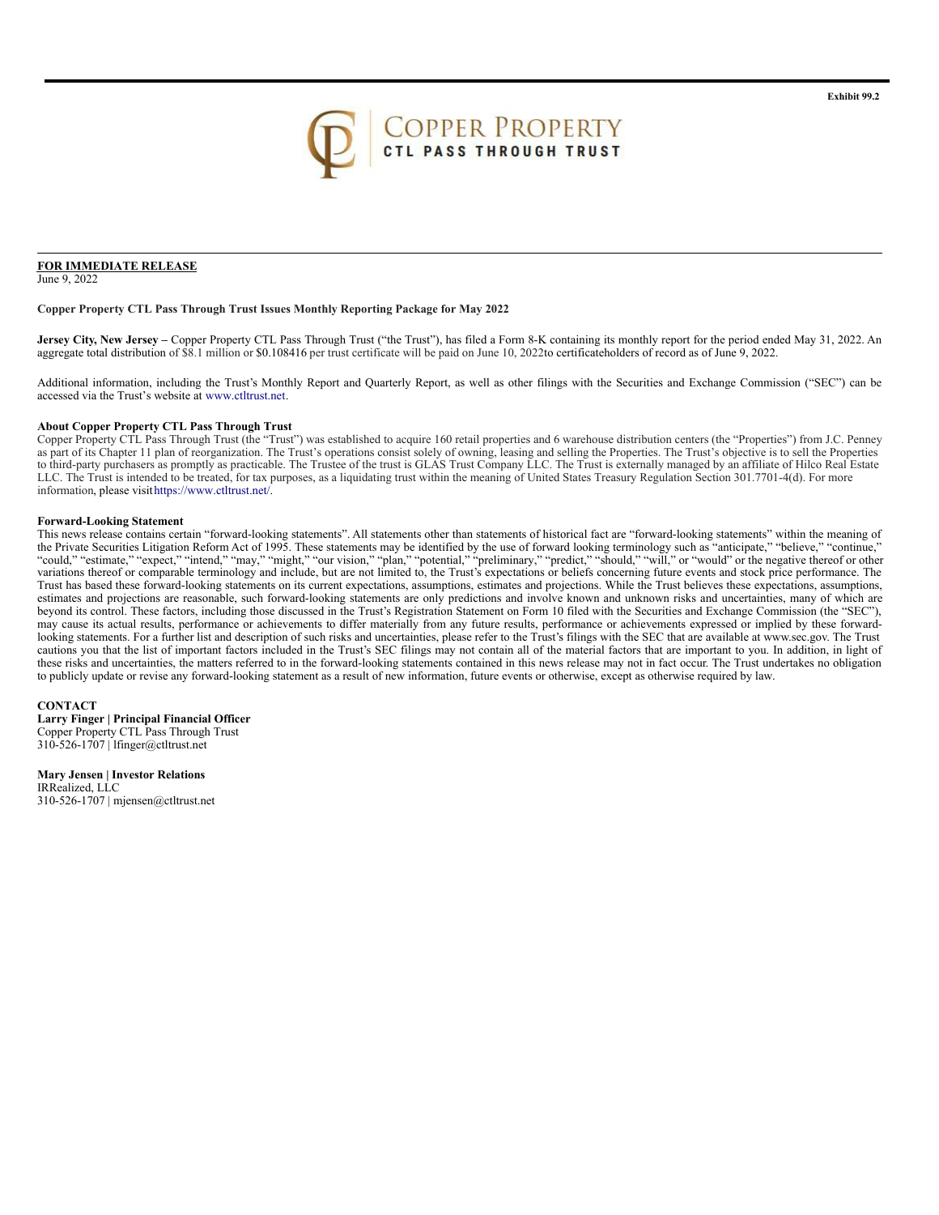Exhibit 99.2

COPPER PROPERTY
CTL PASS THROUGH TRUST

**FOR IMMEDIATE RELEASE**
June 9, 2022

**Copper Property CTL Pass Through Trust Issues Monthly Reporting Package for May 2022**

**Jersey City, New Jersey –** Copper Property CTL Pass Through Trust ("the Trust"), has filed a Form 8-K containing its monthly report for the period ended May 31, 2022. An aggregate total distribution of $8.1 million or $0.108416 per trust certificate will be paid on June 10, 2022to certificateholders of record as of June 9, 2022.

Additional information, including the Trust's Monthly Report and Quarterly Report, as well as other filings with the Securities and Exchange Commission ("SEC") can be accessed via the Trust's website at www.ctltrust.net.

**About Copper Property CTL Pass Through Trust**

Copper Property CTL Pass Through Trust (the "Trust") was established to acquire 160 retail properties and 6 warehouse distribution centers (the "Properties") from J.C. Penney as part of its Chapter 11 plan of reorganization. The Trust's operations consist solely of owning, leasing and selling the Properties. The Trust's objective is to sell the Properties to third-party purchasers as promptly as practicable. The Trustee of the trust is GLAS Trust Company LLC. The Trust is externally managed by an affiliate of Hilco Real Estate LLC. The Trust is intended to be treated, for tax purposes, as a liquidating trust within the meaning of United States Treasury Regulation Section 301.7701-4(d). For more information, please visit https://www.ctltrust.net/.

**Forward-Looking Statement**

This news release contains certain "forward-looking statements". All statements other than statements of historical fact are "forward-looking statements" within the meaning of the Private Securities Litigation Reform Act of 1995. These statements may be identified by the use of forward looking terminology such as "anticipate," "believe," "continue," "could," "estimate," "expect," "intend," "may," "might," "our vision," "plan," "potential," "preliminary," "predict," "should," "will," or "would" or the negative thereof or other variations thereof or comparable terminology and include, but are not limited to, the Trust's expectations or beliefs concerning future events and stock price performance. The Trust has based these forward-looking statements on its current expectations, assumptions, estimates and projections. While the Trust believes these expectations, assumptions, estimates and projections are reasonable, such forward-looking statements are only predictions and involve known and unknown risks and uncertainties, many of which are beyond its control. These factors, including those discussed in the Trust's Registration Statement on Form 10 filed with the Securities and Exchange Commission (the "SEC"), may cause its actual results, performance or achievements to differ materially from any future results, performance or achievements expressed or implied by these forward-looking statements. For a further list and description of such risks and uncertainties, please refer to the Trust's filings with the SEC that are available at www.sec.gov. The Trust cautions you that the list of important factors included in the Trust's SEC filings may not contain all of the material factors that are important to you. In addition, in light of these risks and uncertainties, the matters referred to in the forward-looking statements contained in this news release may not in fact occur. The Trust undertakes no obligation to publicly update or revise any forward-looking statement as a result of new information, future events or otherwise, except as otherwise required by law.

**CONTACT**
**Larry Finger | Principal Financial Officer**
Copper Property CTL Pass Through Trust
310-526-1707 | lfinger@ctltrust.net

**Mary Jensen | Investor Relations**
IRRealized, LLC
310-526-1707 | mjensen@ctltrust.net